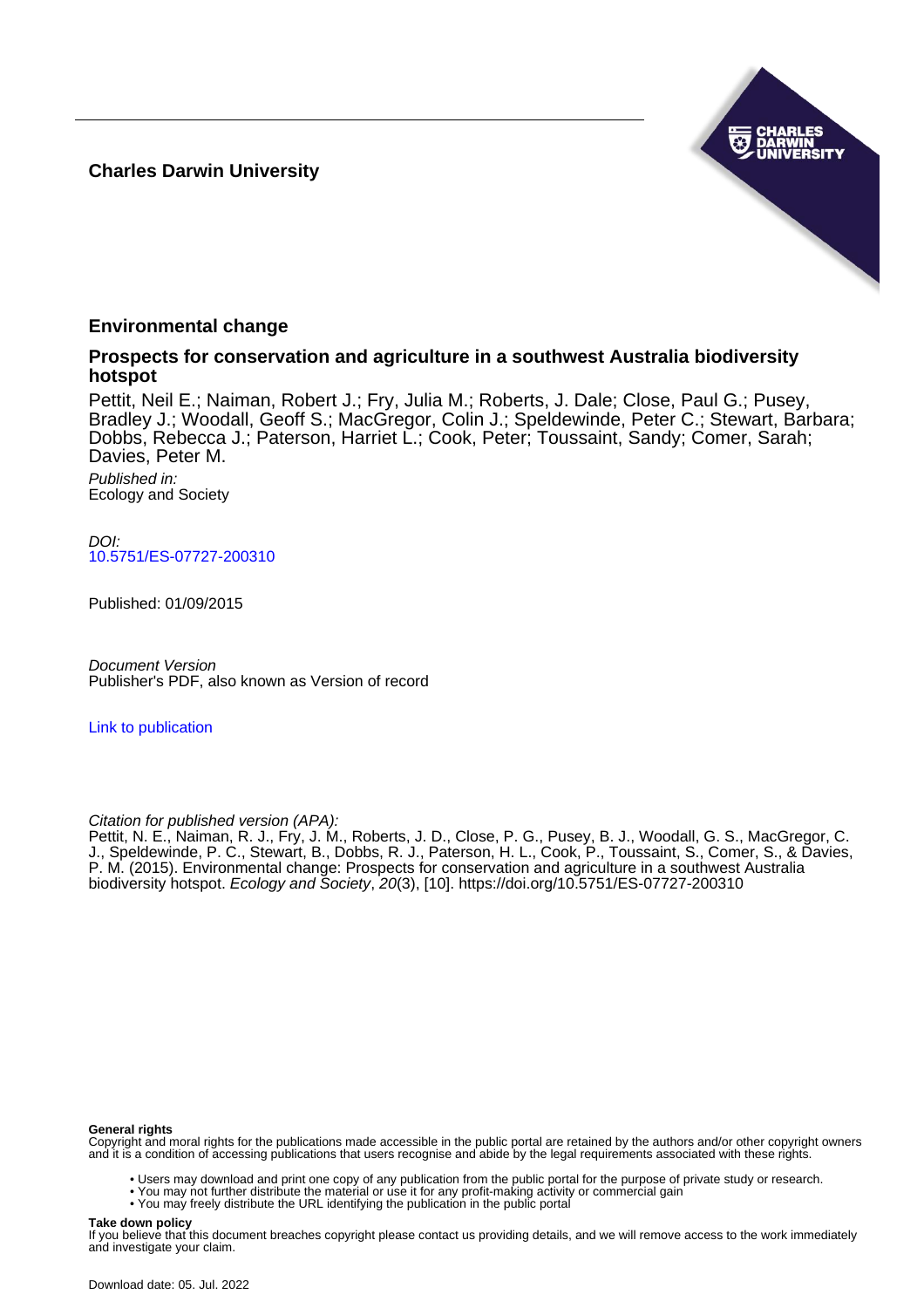**Charles Darwin University**

## Environmental change

### Prospects for conservation and agriculture in a southwest Australia biodiversity hotspot

Pettit, Neil E.; Naiman, Robert J.; Fry, Julia M.; Roberts, J. Dale; Close, Paul G.; Pusey, Bradley J.; Woodall, Geoff S.; MacGregor, Colin J.; Speldewinde, Peter C.; Stewart, Barbara; Dobbs, Rebecca J.; Paterson, Harriet L.; Cook, Peter; Toussaint, Sandy; Comer, Sarah; Davies, Peter M.

*Published in:*
Ecology and Society

*DOI:*
10.5751/ES-07727-200310

Published: 01/09/2015

*Document Version*
Publisher's PDF, also known as Version of record

Link to publication

*Citation for published version (APA):*
Pettit, N. E., Naiman, R. J., Fry, J. M., Roberts, J. D., Close, P. G., Pusey, B. J., Woodall, G. S., MacGregor, C. J., Speldewinde, P. C., Stewart, B., Dobbs, R. J., Paterson, H. L., Cook, P., Toussaint, S., Comer, S., & Davies, P. M. (2015). Environmental change: Prospects for conservation and agriculture in a southwest Australia biodiversity hotspot. *Ecology and Society*, *20*(3), [10]. https://doi.org/10.5751/ES-07727-200310

**General rights**
Copyright and moral rights for the publications made accessible in the public portal are retained by the authors and/or other copyright owners and it is a condition of accessing publications that users recognise and abide by the legal requirements associated with these rights.

- Users may download and print one copy of any publication from the public portal for the purpose of private study or research.
- You may not further distribute the material or use it for any profit-making activity or commercial gain
- You may freely distribute the URL identifying the publication in the public portal

**Take down policy**
If you believe that this document breaches copyright please contact us providing details, and we will remove access to the work immediately and investigate your claim.

Download date: 05. Jul. 2022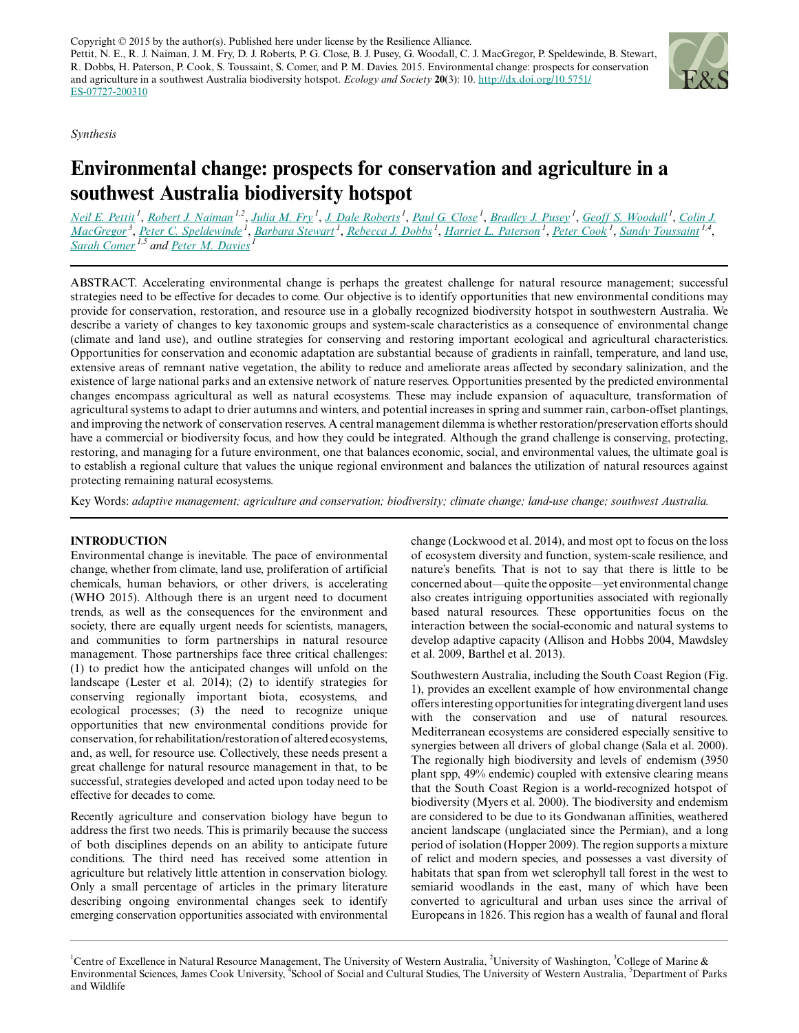*Synthesis*

# Environmental change: prospects for conservation and agriculture in a southwest Australia biodiversity hotspot

*Neil E. Pettit*[1], *Robert J. Naiman*[1,2], *Julia M. Fry*[1], *J. Dale Roberts*[1], *Paul G. Close*[1], *Bradley J. Pusey*[1], *Geoff S. Woodall*[1], *Colin J. MacGregor*[3], *Peter C. Speldewinde*[1], *Barbara Stewart*[1], *Rebecca J. Dobbs*[1], *Harriet L. Paterson*[1], *Peter Cook*[1], *Sandy Toussaint*[1,4], *Sarah Comer*[1,5] and *Peter M. Davies*[1]

ABSTRACT. Accelerating environmental change is perhaps the greatest challenge for natural resource management; successful strategies need to be effective for decades to come. Our objective is to identify opportunities that new environmental conditions may provide for conservation, restoration, and resource use in a globally recognized biodiversity hotspot in southwestern Australia. We describe a variety of changes to key taxonomic groups and system-scale characteristics as a consequence of environmental change (climate and land use), and outline strategies for conserving and restoring important ecological and agricultural characteristics. Opportunities for conservation and economic adaptation are substantial because of gradients in rainfall, temperature, and land use, extensive areas of remnant native vegetation, the ability to reduce and ameliorate areas affected by secondary salinization, and the existence of large national parks and an extensive network of nature reserves. Opportunities presented by the predicted environmental changes encompass agricultural as well as natural ecosystems. These may include expansion of aquaculture, transformation of agricultural systems to adapt to drier autumns and winters, and potential increases in spring and summer rain, carbon-offset plantings, and improving the network of conservation reserves. A central management dilemma is whether restoration/preservation efforts should have a commercial or biodiversity focus, and how they could be integrated. Although the grand challenge is conserving, protecting, restoring, and managing for a future environment, one that balances economic, social, and environmental values, the ultimate goal is to establish a regional culture that values the unique regional environment and balances the utilization of natural resources against protecting remaining natural ecosystems.

Key Words: *adaptive management; agriculture and conservation; biodiversity; climate change; land-use change; southwest Australia.*

## INTRODUCTION

Environmental change is inevitable. The pace of environmental change, whether from climate, land use, proliferation of artificial chemicals, human behaviors, or other drivers, is accelerating (WHO 2015). Although there is an urgent need to document trends, as well as the consequences for the environment and society, there are equally urgent needs for scientists, managers, and communities to form partnerships in natural resource management. Those partnerships face three critical challenges: (1) to predict how the anticipated changes will unfold on the landscape (Lester et al. 2014); (2) to identify strategies for conserving regionally important biota, ecosystems, and ecological processes; (3) the need to recognize unique opportunities that new environmental conditions provide for conservation, for rehabilitation/restoration of altered ecosystems, and, as well, for resource use. Collectively, these needs present a great challenge for natural resource management in that, to be successful, strategies developed and acted upon today need to be effective for decades to come.

Recently agriculture and conservation biology have begun to address the first two needs. This is primarily because the success of both disciplines depends on an ability to anticipate future conditions. The third need has received some attention in agriculture but relatively little attention in conservation biology. Only a small percentage of articles in the primary literature describing ongoing environmental changes seek to identify emerging conservation opportunities associated with environmental change (Lockwood et al. 2014), and most opt to focus on the loss of ecosystem diversity and function, system-scale resilience, and nature's benefits. That is not to say that there is little to be concerned about—quite the opposite—yet environmental change also creates intriguing opportunities associated with regionally based natural resources. These opportunities focus on the interaction between the social-economic and natural systems to develop adaptive capacity (Allison and Hobbs 2004, Mawdsley et al. 2009, Barthel et al. 2013).

Southwestern Australia, including the South Coast Region (Fig. 1), provides an excellent example of how environmental change offers interesting opportunities for integrating divergent land uses with the conservation and use of natural resources. Mediterranean ecosystems are considered especially sensitive to synergies between all drivers of global change (Sala et al. 2000). The regionally high biodiversity and levels of endemism (3950 plant spp, 49% endemic) coupled with extensive clearing means that the South Coast Region is a world-recognized hotspot of biodiversity (Myers et al. 2000). The biodiversity and endemism are considered to be due to its Gondwanan affinities, weathered ancient landscape (unglaciated since the Permian), and a long period of isolation (Hopper 2009). The region supports a mixture of relict and modern species, and possesses a vast diversity of habitats that span from wet sclerophyll tall forest in the west to semiarid woodlands in the east, many of which have been converted to agricultural and urban uses since the arrival of Europeans in 1826. This region has a wealth of faunal and floral

[1]Centre of Excellence in Natural Resource Management, The University of Western Australia, [2]University of Washington, [3]College of Marine & Environmental Sciences, James Cook University, [4]School of Social and Cultural Studies, The University of Western Australia, [5]Department of Parks and Wildlife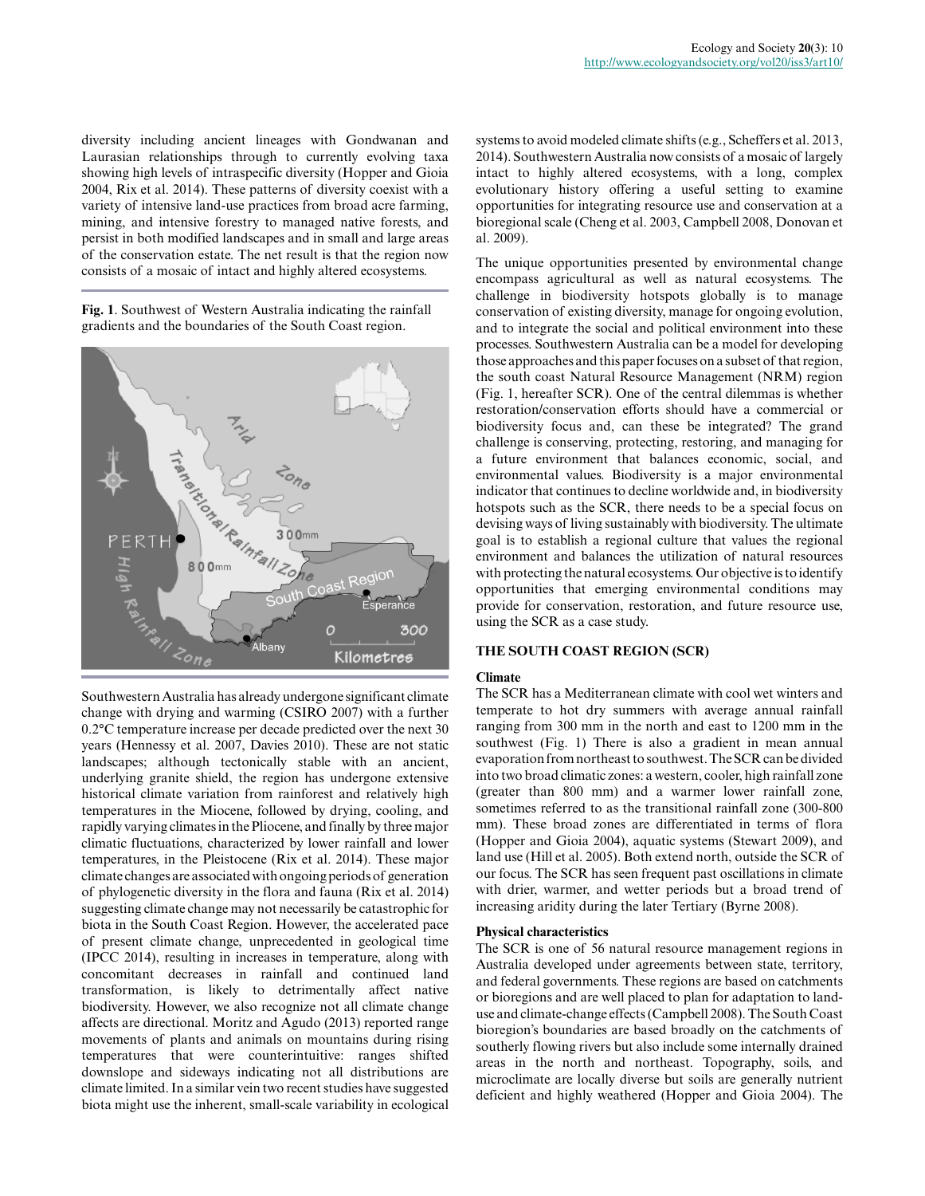diversity including ancient lineages with Gondwanan and Laurasian relationships through to currently evolving taxa showing high levels of intraspecific diversity (Hopper and Gioia 2004, Rix et al. 2014). These patterns of diversity coexist with a variety of intensive land-use practices from broad acre farming, mining, and intensive forestry to managed native forests, and persist in both modified landscapes and in small and large areas of the conservation estate. The net result is that the region now consists of a mosaic of intact and highly altered ecosystems.

**Fig. 1**. Southwest of Western Australia indicating the rainfall gradients and the boundaries of the South Coast region.

Southwestern Australia has already undergone significant climate change with drying and warming (CSIRO 2007) with a further 0.2°C temperature increase per decade predicted over the next 30 years (Hennessy et al. 2007, Davies 2010). These are not static landscapes; although tectonically stable with an ancient, underlying granite shield, the region has undergone extensive historical climate variation from rainforest and relatively high temperatures in the Miocene, followed by drying, cooling, and rapidly varying climates in the Pliocene, and finally by three major climatic fluctuations, characterized by lower rainfall and lower temperatures, in the Pleistocene (Rix et al. 2014). These major climate changes are associated with ongoing periods of generation of phylogenetic diversity in the flora and fauna (Rix et al. 2014) suggesting climate change may not necessarily be catastrophic for biota in the South Coast Region. However, the accelerated pace of present climate change, unprecedented in geological time (IPCC 2014), resulting in increases in temperature, along with concomitant decreases in rainfall and continued land transformation, is likely to detrimentally affect native biodiversity. However, we also recognize not all climate change affects are directional. Moritz and Agudo (2013) reported range movements of plants and animals on mountains during rising temperatures that were counterintuitive: ranges shifted downslope and sideways indicating not all distributions are climate limited. In a similar vein two recent studies have suggested biota might use the inherent, small-scale variability in ecological systems to avoid modeled climate shifts (e.g., Scheffers et al. 2013, 2014). Southwestern Australia now consists of a mosaic of largely intact to highly altered ecosystems, with a long, complex evolutionary history offering a useful setting to examine opportunities for integrating resource use and conservation at a bioregional scale (Cheng et al. 2003, Campbell 2008, Donovan et al. 2009).

The unique opportunities presented by environmental change encompass agricultural as well as natural ecosystems. The challenge in biodiversity hotspots globally is to manage conservation of existing diversity, manage for ongoing evolution, and to integrate the social and political environment into these processes. Southwestern Australia can be a model for developing those approaches and this paper focuses on a subset of that region, the south coast Natural Resource Management (NRM) region (Fig. 1, hereafter SCR). One of the central dilemmas is whether restoration/conservation efforts should have a commercial or biodiversity focus and, can these be integrated? The grand challenge is conserving, protecting, restoring, and managing for a future environment that balances economic, social, and environmental values. Biodiversity is a major environmental indicator that continues to decline worldwide and, in biodiversity hotspots such as the SCR, there needs to be a special focus on devising ways of living sustainably with biodiversity. The ultimate goal is to establish a regional culture that values the regional environment and balances the utilization of natural resources with protecting the natural ecosystems. Our objective is to identify opportunities that emerging environmental conditions may provide for conservation, restoration, and future resource use, using the SCR as a case study.

## THE SOUTH COAST REGION (SCR)

### Climate

The SCR has a Mediterranean climate with cool wet winters and temperate to hot dry summers with average annual rainfall ranging from 300 mm in the north and east to 1200 mm in the southwest (Fig. 1) There is also a gradient in mean annual evaporation from northeast to southwest. The SCR can be divided into two broad climatic zones: a western, cooler, high rainfall zone (greater than 800 mm) and a warmer lower rainfall zone, sometimes referred to as the transitional rainfall zone (300-800 mm). These broad zones are differentiated in terms of flora (Hopper and Gioia 2004), aquatic systems (Stewart 2009), and land use (Hill et al. 2005). Both extend north, outside the SCR of our focus. The SCR has seen frequent past oscillations in climate with drier, warmer, and wetter periods but a broad trend of increasing aridity during the later Tertiary (Byrne 2008).

### Physical characteristics

The SCR is one of 56 natural resource management regions in Australia developed under agreements between state, territory, and federal governments. These regions are based on catchments or bioregions and are well placed to plan for adaptation to land-use and climate-change effects (Campbell 2008). The South Coast bioregion's boundaries are based broadly on the catchments of southerly flowing rivers but also include some internally drained areas in the north and northeast. Topography, soils, and microclimate are locally diverse but soils are generally nutrient deficient and highly weathered (Hopper and Gioia 2004). The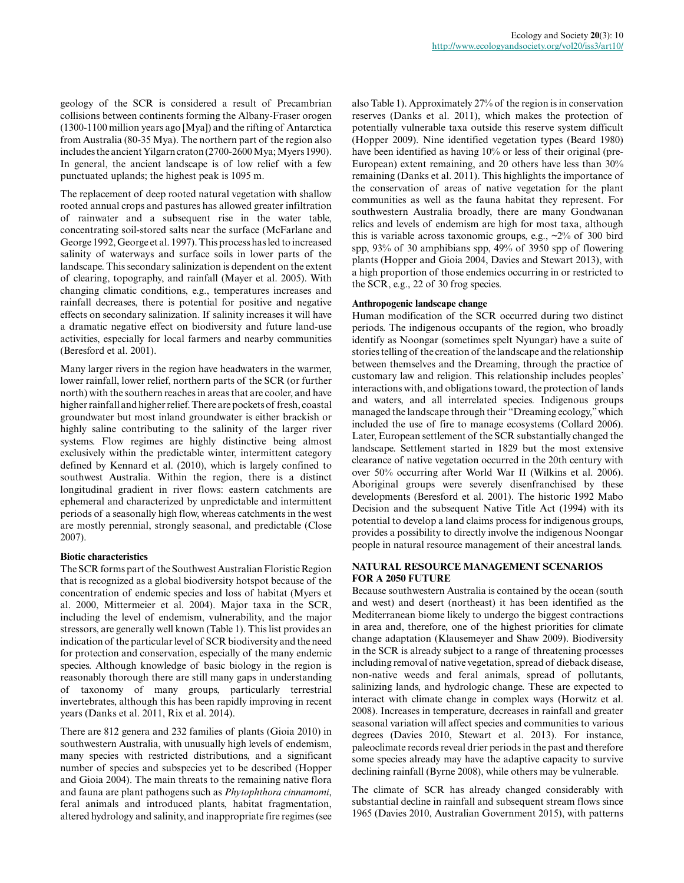geology of the SCR is considered a result of Precambrian collisions between continents forming the Albany-Fraser orogen (1300-1100 million years ago [Mya]) and the rifting of Antarctica from Australia (80-35 Mya). The northern part of the region also includes the ancient Yilgarn craton (2700-2600 Mya; Myers 1990). In general, the ancient landscape is of low relief with a few punctuated uplands; the highest peak is 1095 m.

The replacement of deep rooted natural vegetation with shallow rooted annual crops and pastures has allowed greater infiltration of rainwater and a subsequent rise in the water table, concentrating soil-stored salts near the surface (McFarlane and George 1992, George et al. 1997). This process has led to increased salinity of waterways and surface soils in lower parts of the landscape. This secondary salinization is dependent on the extent of clearing, topography, and rainfall (Mayer et al. 2005). With changing climatic conditions, e.g., temperatures increases and rainfall decreases, there is potential for positive and negative effects on secondary salinization. If salinity increases it will have a dramatic negative effect on biodiversity and future land-use activities, especially for local farmers and nearby communities (Beresford et al. 2001).

Many larger rivers in the region have headwaters in the warmer, lower rainfall, lower relief, northern parts of the SCR (or further north) with the southern reaches in areas that are cooler, and have higher rainfall and higher relief. There are pockets of fresh, coastal groundwater but most inland groundwater is either brackish or highly saline contributing to the salinity of the larger river systems. Flow regimes are highly distinctive being almost exclusively within the predictable winter, intermittent category defined by Kennard et al. (2010), which is largely confined to southwest Australia. Within the region, there is a distinct longitudinal gradient in river flows: eastern catchments are ephemeral and characterized by unpredictable and intermittent periods of a seasonally high flow, whereas catchments in the west are mostly perennial, strongly seasonal, and predictable (Close 2007).

**Biotic characteristics**

The SCR forms part of the Southwest Australian Floristic Region that is recognized as a global biodiversity hotspot because of the concentration of endemic species and loss of habitat (Myers et al. 2000, Mittermeier et al. 2004). Major taxa in the SCR, including the level of endemism, vulnerability, and the major stressors, are generally well known (Table 1). This list provides an indication of the particular level of SCR biodiversity and the need for protection and conservation, especially of the many endemic species. Although knowledge of basic biology in the region is reasonably thorough there are still many gaps in understanding of taxonomy of many groups, particularly terrestrial invertebrates, although this has been rapidly improving in recent years (Danks et al. 2011, Rix et al. 2014).

There are 812 genera and 232 families of plants (Gioia 2010) in southwestern Australia, with unusually high levels of endemism, many species with restricted distributions, and a significant number of species and subspecies yet to be described (Hopper and Gioia 2004). The main threats to the remaining native flora and fauna are plant pathogens such as *Phytophthora cinnamomi*, feral animals and introduced plants, habitat fragmentation, altered hydrology and salinity, and inappropriate fire regimes (see also Table 1). Approximately 27% of the region is in conservation reserves (Danks et al. 2011), which makes the protection of potentially vulnerable taxa outside this reserve system difficult (Hopper 2009). Nine identified vegetation types (Beard 1980) have been identified as having 10% or less of their original (pre-European) extent remaining, and 20 others have less than 30% remaining (Danks et al. 2011). This highlights the importance of the conservation of areas of native vegetation for the plant communities as well as the fauna habitat they represent. For southwestern Australia broadly, there are many Gondwanan relics and levels of endemism are high for most taxa, although this is variable across taxonomic groups, e.g., ~2% of 300 bird spp, 93% of 30 amphibians spp, 49% of 3950 spp of flowering plants (Hopper and Gioia 2004, Davies and Stewart 2013), with a high proportion of those endemics occurring in or restricted to the SCR, e.g., 22 of 30 frog species.

**Anthropogenic landscape change**

Human modification of the SCR occurred during two distinct periods. The indigenous occupants of the region, who broadly identify as Noongar (sometimes spelt Nyungar) have a suite of stories telling of the creation of the landscape and the relationship between themselves and the Dreaming, through the practice of customary law and religion. This relationship includes peoples' interactions with, and obligations toward, the protection of lands and waters, and all interrelated species. Indigenous groups managed the landscape through their "Dreaming ecology," which included the use of fire to manage ecosystems (Collard 2006). Later, European settlement of the SCR substantially changed the landscape. Settlement started in 1829 but the most extensive clearance of native vegetation occurred in the 20th century with over 50% occurring after World War II (Wilkins et al. 2006). Aboriginal groups were severely disenfranchised by these developments (Beresford et al. 2001). The historic 1992 Mabo Decision and the subsequent Native Title Act (1994) with its potential to develop a land claims process for indigenous groups, provides a possibility to directly involve the indigenous Noongar people in natural resource management of their ancestral lands.

## NATURAL RESOURCE MANAGEMENT SCENARIOS FOR A 2050 FUTURE

Because southwestern Australia is contained by the ocean (south and west) and desert (northeast) it has been identified as the Mediterranean biome likely to undergo the biggest contractions in area and, therefore, one of the highest priorities for climate change adaptation (Klausemeyer and Shaw 2009). Biodiversity in the SCR is already subject to a range of threatening processes including removal of native vegetation, spread of dieback disease, non-native weeds and feral animals, spread of pollutants, salinizing lands, and hydrologic change. These are expected to interact with climate change in complex ways (Horwitz et al. 2008). Increases in temperature, decreases in rainfall and greater seasonal variation will affect species and communities to various degrees (Davies 2010, Stewart et al. 2013). For instance, paleoclimate records reveal drier periods in the past and therefore some species already may have the adaptive capacity to survive declining rainfall (Byrne 2008), while others may be vulnerable.

The climate of SCR has already changed considerably with substantial decline in rainfall and subsequent stream flows since 1965 (Davies 2010, Australian Government 2015), with patterns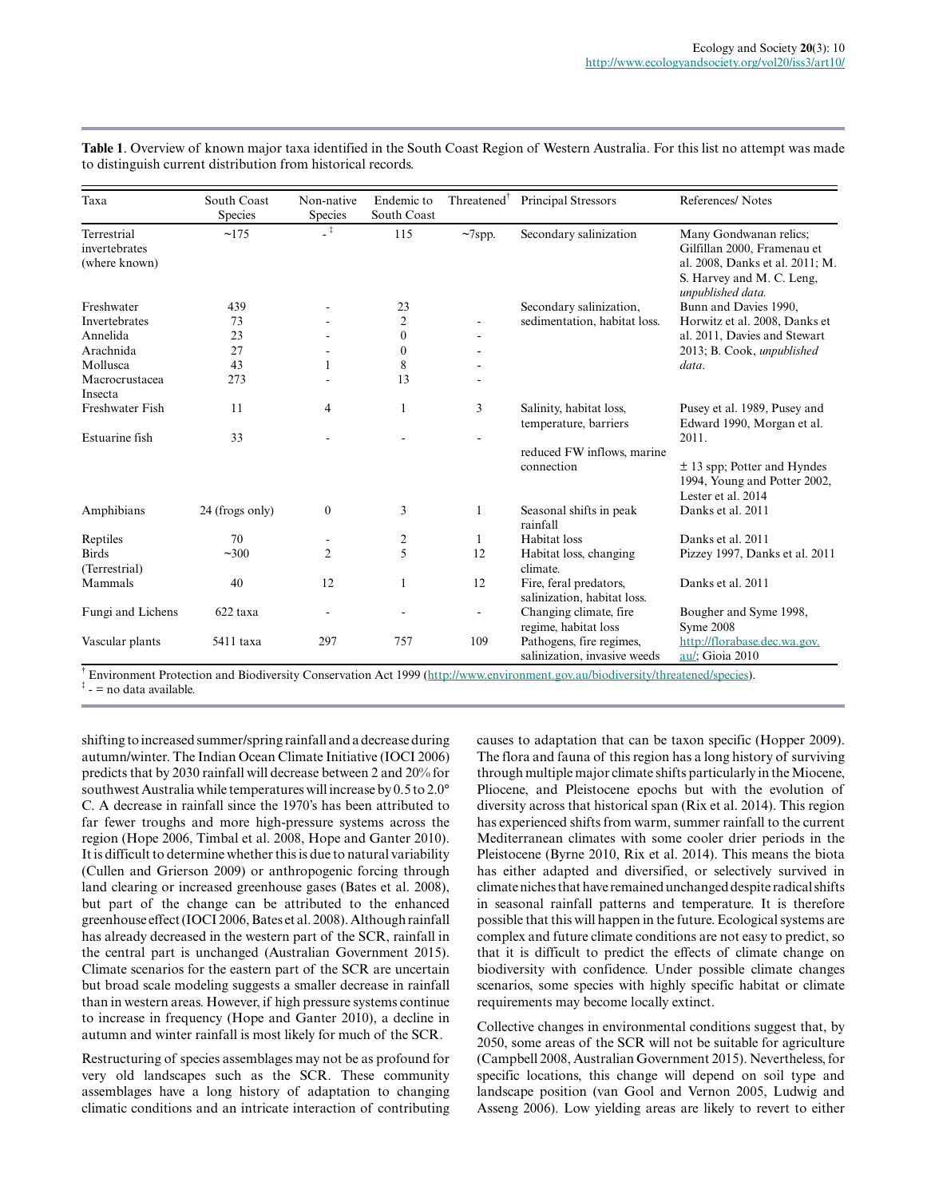**Table 1**. Overview of known major taxa identified in the South Coast Region of Western Australia. For this list no attempt was made to distinguish current distribution from historical records.

| Taxa | South Coast Species | Non-native Species | Endemic to South Coast | Threatened[†] | Principal Stressors | References/ Notes |
|---|---|---|---|---|---|---|
| Terrestrial invertebrates (where known) | ~175 | -[‡] | 115 | ~7spp. | Secondary salinization | Many Gondwanan relics; Gilfillan 2000, Framenau et al. 2008, Danks et al. 2011; M. S. Harvey and M. C. Leng, *unpublished data.* |
| Freshwater Invertebrates | 439 | - | 23 | | Secondary salinization, sedimentation, habitat loss. | Bunn and Davies 1990, Horwitz et al. 2008, Danks et al. 2011, Davies and Stewart 2013; B. Cook, *unpublished data*. |
| Annelida | 73 | - | 2 | - | | |
| Arachnida | 23 | - | 0 | - | | |
| Mollusca | 27 | - | 0 | - | | |
| Macrocrustacea | 43 | 1 | 8 | - | | |
| Insecta | 273 | - | 13 | - | | |
| Freshwater Fish | 11 | 4 | 1 | 3 | Salinity, habitat loss, temperature, barriers | Pusey et al. 1989, Pusey and Edward 1990, Morgan et al. 2011. |
| Estuarine fish | 33 | - | - | - | reduced FW inflows, marine connection | ± 13 spp; Potter and Hyndes 1994, Young and Potter 2002, Lester et al. 2014 |
| Amphibians | 24 (frogs only) | 0 | 3 | 1 | Seasonal shifts in peak rainfall | Danks et al. 2011 |
| Reptiles | 70 | - | 2 | 1 | Habitat loss | Danks et al. 2011 |
| Birds (Terrestrial) | ~300 | 2 | 5 | 12 | Habitat loss, changing climate. | Pizzey 1997, Danks et al. 2011 |
| Mammals | 40 | 12 | 1 | 12 | Fire, feral predators, salinization, habitat loss. | Danks et al. 2011 |
| Fungi and Lichens | 622 taxa | - | - | - | Changing climate, fire regime, habitat loss | Bougher and Syme 1998, Syme 2008 |
| Vascular plants | 5411 taxa | 297 | 757 | 109 | Pathogens, fire regimes, salinization, invasive weeds | http://florabase.dec.wa.gov.au/; Gioia 2010 |

[†] Environment Protection and Biodiversity Conservation Act 1999 (http://www.environment.gov.au/biodiversity/threatened/species).
[‡] - = no data available.

shifting to increased summer/spring rainfall and a decrease during autumn/winter. The Indian Ocean Climate Initiative (IOCI 2006) predicts that by 2030 rainfall will decrease between 2 and 20% for southwest Australia while temperatures will increase by 0.5 to 2.0° C. A decrease in rainfall since the 1970's has been attributed to far fewer troughs and more high-pressure systems across the region (Hope 2006, Timbal et al. 2008, Hope and Ganter 2010). It is difficult to determine whether this is due to natural variability (Cullen and Grierson 2009) or anthropogenic forcing through land clearing or increased greenhouse gases (Bates et al. 2008), but part of the change can be attributed to the enhanced greenhouse effect (IOCI 2006, Bates et al. 2008). Although rainfall has already decreased in the western part of the SCR, rainfall in the central part is unchanged (Australian Government 2015). Climate scenarios for the eastern part of the SCR are uncertain but broad scale modeling suggests a smaller decrease in rainfall than in western areas. However, if high pressure systems continue to increase in frequency (Hope and Ganter 2010), a decline in autumn and winter rainfall is most likely for much of the SCR.

Restructuring of species assemblages may not be as profound for very old landscapes such as the SCR. These community assemblages have a long history of adaptation to changing climatic conditions and an intricate interaction of contributing causes to adaptation that can be taxon specific (Hopper 2009). The flora and fauna of this region has a long history of surviving through multiple major climate shifts particularly in the Miocene, Pliocene, and Pleistocene epochs but with the evolution of diversity across that historical span (Rix et al. 2014). This region has experienced shifts from warm, summer rainfall to the current Mediterranean climates with some cooler drier periods in the Pleistocene (Byrne 2010, Rix et al. 2014). This means the biota has either adapted and diversified, or selectively survived in climate niches that have remained unchanged despite radical shifts in seasonal rainfall patterns and temperature. It is therefore possible that this will happen in the future. Ecological systems are complex and future climate conditions are not easy to predict, so that it is difficult to predict the effects of climate change on biodiversity with confidence. Under possible climate changes scenarios, some species with highly specific habitat or climate requirements may become locally extinct.

Collective changes in environmental conditions suggest that, by 2050, some areas of the SCR will not be suitable for agriculture (Campbell 2008, Australian Government 2015). Nevertheless, for specific locations, this change will depend on soil type and landscape position (van Gool and Vernon 2005, Ludwig and Asseng 2006). Low yielding areas are likely to revert to either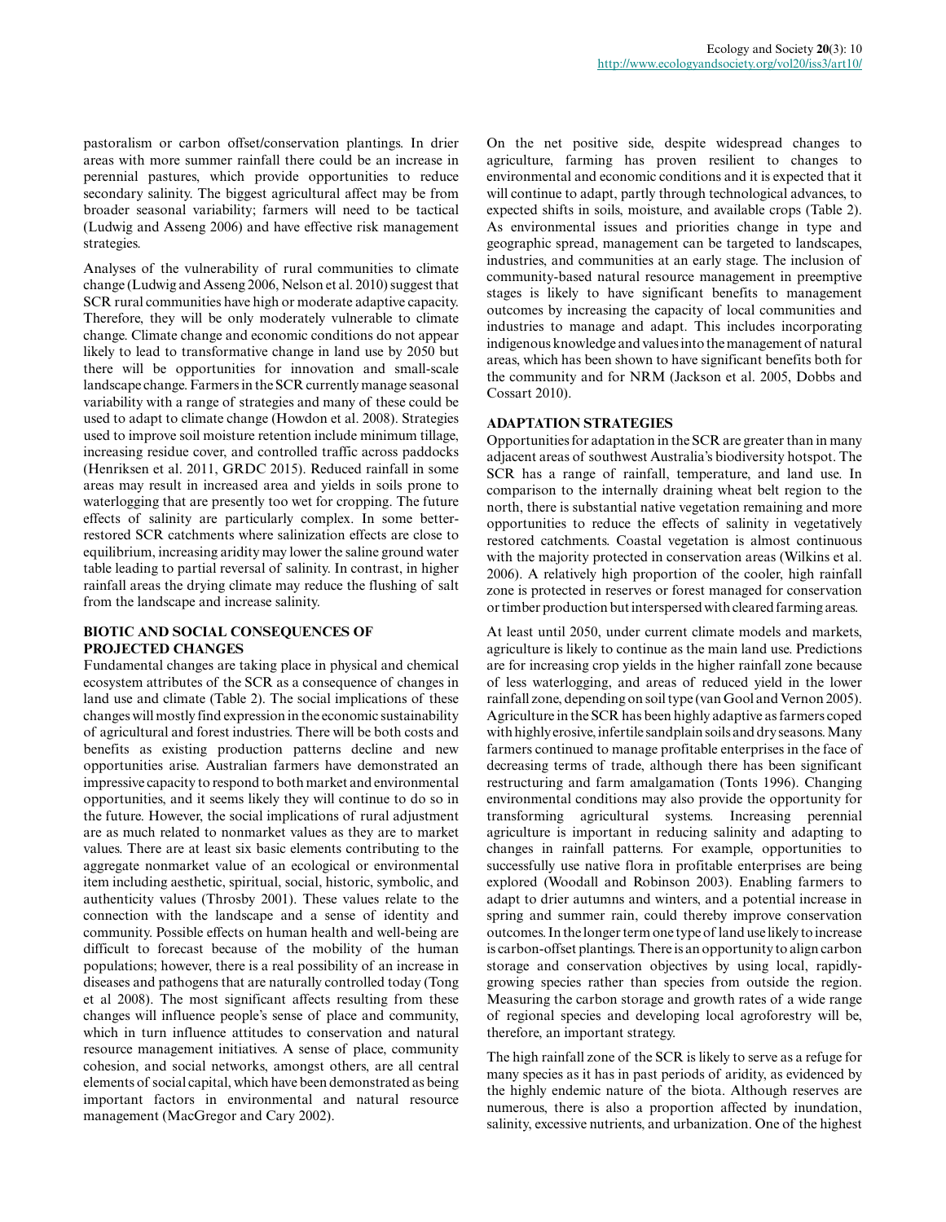pastoralism or carbon offset/conservation plantings. In drier areas with more summer rainfall there could be an increase in perennial pastures, which provide opportunities to reduce secondary salinity. The biggest agricultural affect may be from broader seasonal variability; farmers will need to be tactical (Ludwig and Asseng 2006) and have effective risk management strategies.

Analyses of the vulnerability of rural communities to climate change (Ludwig and Asseng 2006, Nelson et al. 2010) suggest that SCR rural communities have high or moderate adaptive capacity. Therefore, they will be only moderately vulnerable to climate change. Climate change and economic conditions do not appear likely to lead to transformative change in land use by 2050 but there will be opportunities for innovation and small-scale landscape change. Farmers in the SCR currently manage seasonal variability with a range of strategies and many of these could be used to adapt to climate change (Howdon et al. 2008). Strategies used to improve soil moisture retention include minimum tillage, increasing residue cover, and controlled traffic across paddocks (Henriksen et al. 2011, GRDC 2015). Reduced rainfall in some areas may result in increased area and yields in soils prone to waterlogging that are presently too wet for cropping. The future effects of salinity are particularly complex. In some better-restored SCR catchments where salinization effects are close to equilibrium, increasing aridity may lower the saline ground water table leading to partial reversal of salinity. In contrast, in higher rainfall areas the drying climate may reduce the flushing of salt from the landscape and increase salinity.

## BIOTIC AND SOCIAL CONSEQUENCES OF PROJECTED CHANGES

Fundamental changes are taking place in physical and chemical ecosystem attributes of the SCR as a consequence of changes in land use and climate (Table 2). The social implications of these changes will mostly find expression in the economic sustainability of agricultural and forest industries. There will be both costs and benefits as existing production patterns decline and new opportunities arise. Australian farmers have demonstrated an impressive capacity to respond to both market and environmental opportunities, and it seems likely they will continue to do so in the future. However, the social implications of rural adjustment are as much related to nonmarket values as they are to market values. There are at least six basic elements contributing to the aggregate nonmarket value of an ecological or environmental item including aesthetic, spiritual, social, historic, symbolic, and authenticity values (Throsby 2001). These values relate to the connection with the landscape and a sense of identity and community. Possible effects on human health and well-being are difficult to forecast because of the mobility of the human populations; however, there is a real possibility of an increase in diseases and pathogens that are naturally controlled today (Tong et al 2008). The most significant affects resulting from these changes will influence people's sense of place and community, which in turn influence attitudes to conservation and natural resource management initiatives. A sense of place, community cohesion, and social networks, amongst others, are all central elements of social capital, which have been demonstrated as being important factors in environmental and natural resource management (MacGregor and Cary 2002).

On the net positive side, despite widespread changes to agriculture, farming has proven resilient to changes to environmental and economic conditions and it is expected that it will continue to adapt, partly through technological advances, to expected shifts in soils, moisture, and available crops (Table 2). As environmental issues and priorities change in type and geographic spread, management can be targeted to landscapes, industries, and communities at an early stage. The inclusion of community-based natural resource management in preemptive stages is likely to have significant benefits to management outcomes by increasing the capacity of local communities and industries to manage and adapt. This includes incorporating indigenous knowledge and values into the management of natural areas, which has been shown to have significant benefits both for the community and for NRM (Jackson et al. 2005, Dobbs and Cossart 2010).

## ADAPTATION STRATEGIES

Opportunities for adaptation in the SCR are greater than in many adjacent areas of southwest Australia's biodiversity hotspot. The SCR has a range of rainfall, temperature, and land use. In comparison to the internally draining wheat belt region to the north, there is substantial native vegetation remaining and more opportunities to reduce the effects of salinity in vegetatively restored catchments. Coastal vegetation is almost continuous with the majority protected in conservation areas (Wilkins et al. 2006). A relatively high proportion of the cooler, high rainfall zone is protected in reserves or forest managed for conservation or timber production but interspersed with cleared farming areas.

At least until 2050, under current climate models and markets, agriculture is likely to continue as the main land use. Predictions are for increasing crop yields in the higher rainfall zone because of less waterlogging, and areas of reduced yield in the lower rainfall zone, depending on soil type (van Gool and Vernon 2005). Agriculture in the SCR has been highly adaptive as farmers coped with highly erosive, infertile sandplain soils and dry seasons. Many farmers continued to manage profitable enterprises in the face of decreasing terms of trade, although there has been significant restructuring and farm amalgamation (Tonts 1996). Changing environmental conditions may also provide the opportunity for transforming agricultural systems. Increasing perennial agriculture is important in reducing salinity and adapting to changes in rainfall patterns. For example, opportunities to successfully use native flora in profitable enterprises are being explored (Woodall and Robinson 2003). Enabling farmers to adapt to drier autumns and winters, and a potential increase in spring and summer rain, could thereby improve conservation outcomes. In the longer term one type of land use likely to increase is carbon-offset plantings. There is an opportunity to align carbon storage and conservation objectives by using local, rapidly-growing species rather than species from outside the region. Measuring the carbon storage and growth rates of a wide range of regional species and developing local agroforestry will be, therefore, an important strategy.

The high rainfall zone of the SCR is likely to serve as a refuge for many species as it has in past periods of aridity, as evidenced by the highly endemic nature of the biota. Although reserves are numerous, there is also a proportion affected by inundation, salinity, excessive nutrients, and urbanization. One of the highest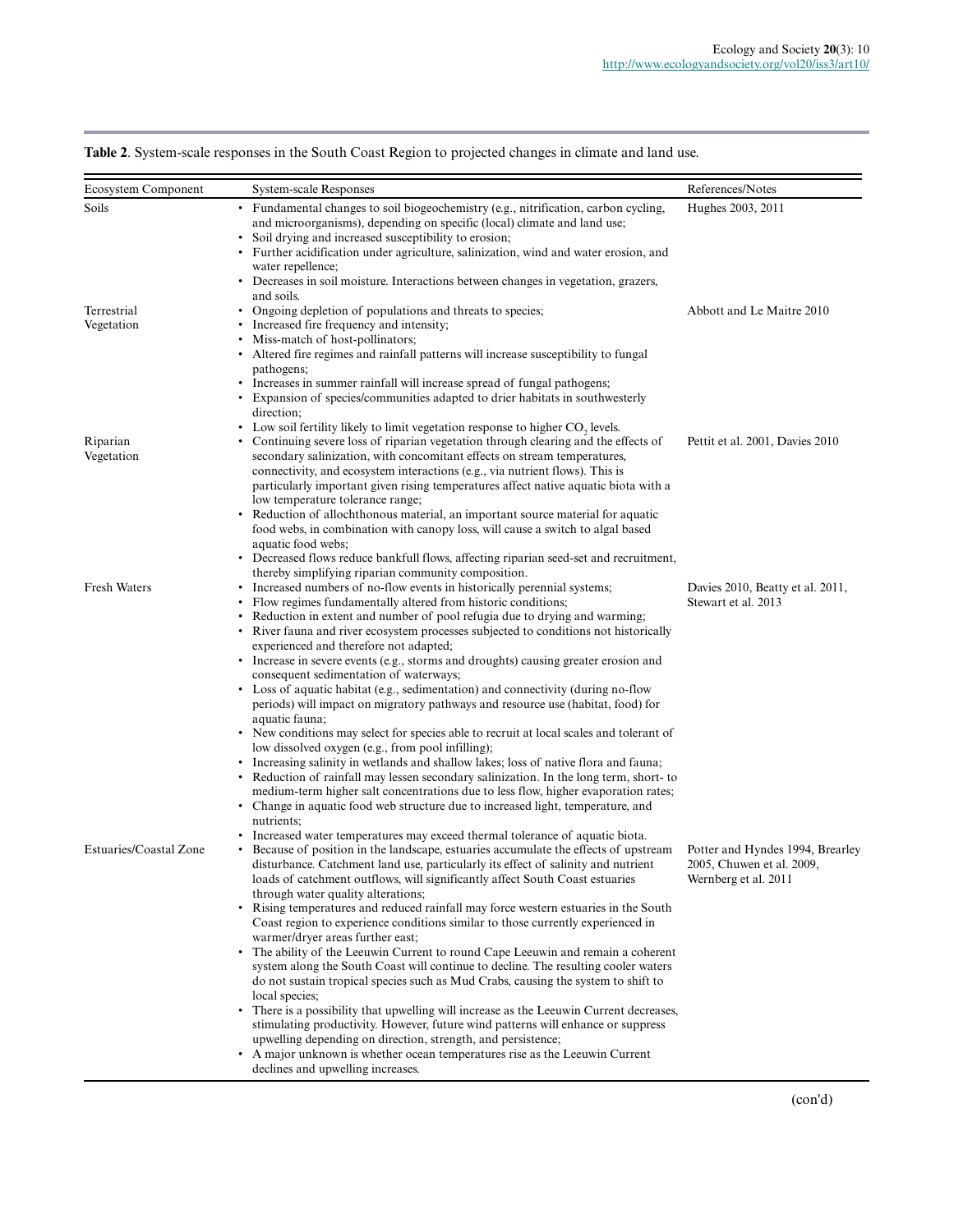**Table 2**. System-scale responses in the South Coast Region to projected changes in climate and land use.

| Ecosystem Component | System-scale Responses | References/Notes |
|---|---|---|
| Soils | • Fundamental changes to soil biogeochemistry (e.g., nitrification, carbon cycling, and microorganisms), depending on specific (local) climate and land use;<br>• Soil drying and increased susceptibility to erosion;<br>• Further acidification under agriculture, salinization, wind and water erosion, and water repellence;<br>• Decreases in soil moisture. Interactions between changes in vegetation, grazers, and soils. | Hughes 2003, 2011 |
| Terrestrial Vegetation | • Ongoing depletion of populations and threats to species;<br>• Increased fire frequency and intensity;<br>• Miss-match of host-pollinators;<br>• Altered fire regimes and rainfall patterns will increase susceptibility to fungal pathogens;<br>• Increases in summer rainfall will increase spread of fungal pathogens;<br>• Expansion of species/communities adapted to drier habitats in southwesterly direction;<br>• Low soil fertility likely to limit vegetation response to higher $CO_2$ levels. | Abbott and Le Maitre 2010 |
| Riparian Vegetation | • Continuing severe loss of riparian vegetation through clearing and the effects of secondary salinization, with concomitant effects on stream temperatures, connectivity, and ecosystem interactions (e.g., via nutrient flows). This is particularly important given rising temperatures affect native aquatic biota with a low temperature tolerance range;<br>• Reduction of allochthonous material, an important source material for aquatic food webs, in combination with canopy loss, will cause a switch to algal based aquatic food webs;<br>• Decreased flows reduce bankfull flows, affecting riparian seed-set and recruitment, thereby simplifying riparian community composition. | Pettit et al. 2001, Davies 2010 |
| Fresh Waters | • Increased numbers of no-flow events in historically perennial systems;<br>• Flow regimes fundamentally altered from historic conditions;<br>• Reduction in extent and number of pool refugia due to drying and warming;<br>• River fauna and river ecosystem processes subjected to conditions not historically experienced and therefore not adapted;<br>• Increase in severe events (e.g., storms and droughts) causing greater erosion and consequent sedimentation of waterways;<br>• Loss of aquatic habitat (e.g., sedimentation) and connectivity (during no-flow periods) will impact on migratory pathways and resource use (habitat, food) for aquatic fauna;<br>• New conditions may select for species able to recruit at local scales and tolerant of low dissolved oxygen (e.g., from pool infilling);<br>• Increasing salinity in wetlands and shallow lakes; loss of native flora and fauna;<br>• Reduction of rainfall may lessen secondary salinization. In the long term, short- to medium-term higher salt concentrations due to less flow, higher evaporation rates;<br>• Change in aquatic food web structure due to increased light, temperature, and nutrients;<br>• Increased water temperatures may exceed thermal tolerance of aquatic biota. | Davies 2010, Beatty et al. 2011, Stewart et al. 2013 |
| Estuaries/Coastal Zone | • Because of position in the landscape, estuaries accumulate the effects of upstream disturbance. Catchment land use, particularly its effect of salinity and nutrient loads of catchment outflows, will significantly affect South Coast estuaries through water quality alterations;<br>• Rising temperatures and reduced rainfall may force western estuaries in the South Coast region to experience conditions similar to those currently experienced in warmer/dryer areas further east;<br>• The ability of the Leeuwin Current to round Cape Leeuwin and remain a coherent system along the South Coast will continue to decline. The resulting cooler waters do not sustain tropical species such as Mud Crabs, causing the system to shift to local species;<br>• There is a possibility that upwelling will increase as the Leeuwin Current decreases, stimulating productivity. However, future wind patterns will enhance or suppress upwelling depending on direction, strength, and persistence;<br>• A major unknown is whether ocean temperatures rise as the Leeuwin Current declines and upwelling increases. | Potter and Hyndes 1994, Brearley 2005, Chuwen et al. 2009, Wernberg et al. 2011 |

(con'd)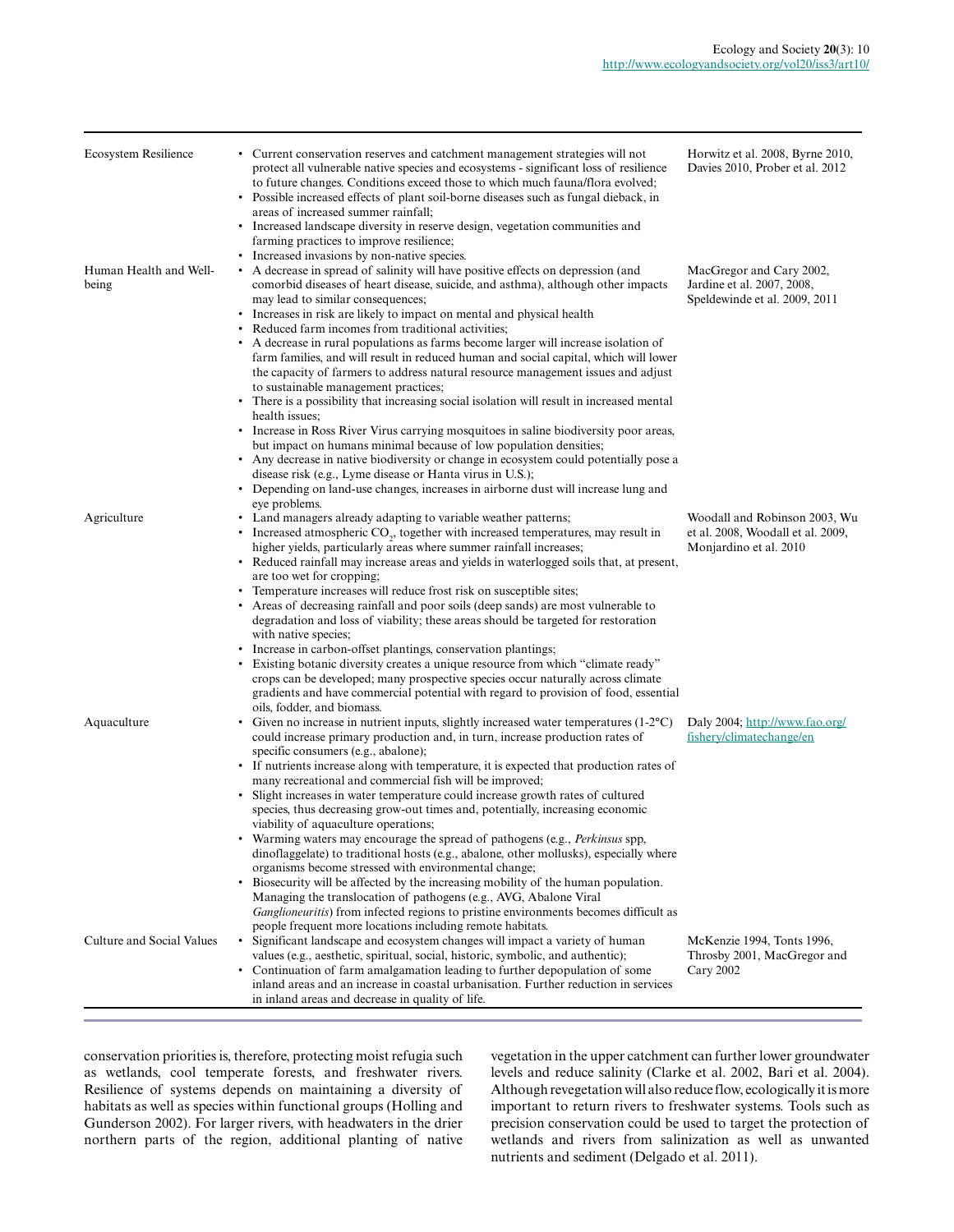| | | |
|---|---|---|
| Ecosystem Resilience | • Current conservation reserves and catchment management strategies will not protect all vulnerable native species and ecosystems - significant loss of resilience to future changes. Conditions exceed those to which much fauna/flora evolved;<br>• Possible increased effects of plant soil-borne diseases such as fungal dieback, in areas of increased summer rainfall;<br>• Increased landscape diversity in reserve design, vegetation communities and farming practices to improve resilience;<br>• Increased invasions by non-native species. | Horwitz et al. 2008, Byrne 2010, Davies 2010, Prober et al. 2012 |
| Human Health and Well-being | • A decrease in spread of salinity will have positive effects on depression (and comorbid diseases of heart disease, suicide, and asthma), although other impacts may lead to similar consequences;<br>• Increases in risk are likely to impact on mental and physical health<br>• Reduced farm incomes from traditional activities;<br>• A decrease in rural populations as farms become larger will increase isolation of farm families, and will result in reduced human and social capital, which will lower the capacity of farmers to address natural resource management issues and adjust to sustainable management practices;<br>• There is a possibility that increasing social isolation will result in increased mental health issues;<br>• Increase in Ross River Virus carrying mosquitoes in saline biodiversity poor areas, but impact on humans minimal because of low population densities;<br>• Any decrease in native biodiversity or change in ecosystem could potentially pose a disease risk (e.g., Lyme disease or Hanta virus in U.S.);<br>• Depending on land-use changes, increases in airborne dust will increase lung and eye problems. | MacGregor and Cary 2002, Jardine et al. 2007, 2008, Speldewinde et al. 2009, 2011 |
| Agriculture | • Land managers already adapting to variable weather patterns;<br>• Increased atmospheric $CO_2$, together with increased temperatures, may result in higher yields, particularly areas where summer rainfall increases;<br>• Reduced rainfall may increase areas and yields in waterlogged soils that, at present, are too wet for cropping;<br>• Temperature increases will reduce frost risk on susceptible sites;<br>• Areas of decreasing rainfall and poor soils (deep sands) are most vulnerable to degradation and loss of viability; these areas should be targeted for restoration with native species;<br>• Increase in carbon-offset plantings, conservation plantings;<br>• Existing botanic diversity creates a unique resource from which "climate ready" crops can be developed; many prospective species occur naturally across climate gradients and have commercial potential with regard to provision of food, essential oils, fodder, and biomass. | Woodall and Robinson 2003, Wu et al. 2008, Woodall et al. 2009, Monjardino et al. 2010 |
| Aquaculture | • Given no increase in nutrient inputs, slightly increased water temperatures (1-2°C) could increase primary production and, in turn, increase production rates of specific consumers (e.g., abalone);<br>• If nutrients increase along with temperature, it is expected that production rates of many recreational and commercial fish will be improved;<br>• Slight increases in water temperature could increase growth rates of cultured species, thus decreasing grow-out times and, potentially, increasing economic viability of aquaculture operations;<br>• Warming waters may encourage the spread of pathogens (e.g., *Perkinsus* spp, dinoflaggelate) to traditional hosts (e.g., abalone, other mollusks), especially where organisms become stressed with environmental change;<br>• Biosecurity will be affected by the increasing mobility of the human population. Managing the translocation of pathogens (e.g., AVG, Abalone Viral *Ganglioneuritis*) from infected regions to pristine environments becomes difficult as people frequent more locations including remote habitats. | Daly 2004; http://www.fao.org/fishery/climatechange/en |
| Culture and Social Values | • Significant landscape and ecosystem changes will impact a variety of human values (e.g., aesthetic, spiritual, social, historic, symbolic, and authentic);<br>• Continuation of farm amalgamation leading to further depopulation of some inland areas and an increase in coastal urbanisation. Further reduction in services in inland areas and decrease in quality of life. | McKenzie 1994, Tonts 1996, Throsby 2001, MacGregor and Cary 2002 |

conservation priorities is, therefore, protecting moist refugia such as wetlands, cool temperate forests, and freshwater rivers. Resilience of systems depends on maintaining a diversity of habitats as well as species within functional groups (Holling and Gunderson 2002). For larger rivers, with headwaters in the drier northern parts of the region, additional planting of native vegetation in the upper catchment can further lower groundwater levels and reduce salinity (Clarke et al. 2002, Bari et al. 2004). Although revegetation will also reduce flow, ecologically it is more important to return rivers to freshwater systems. Tools such as precision conservation could be used to target the protection of wetlands and rivers from salinization as well as unwanted nutrients and sediment (Delgado et al. 2011).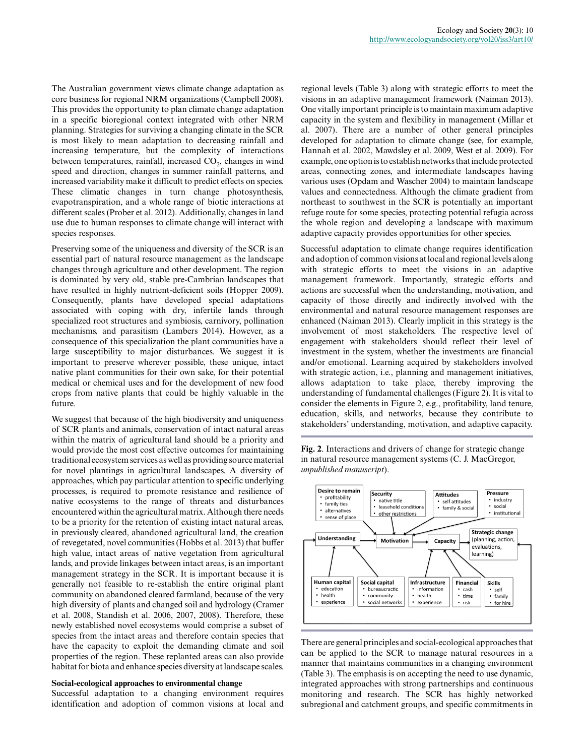The Australian government views climate change adaptation as core business for regional NRM organizations (Campbell 2008). This provides the opportunity to plan climate change adaptation in a specific bioregional context integrated with other NRM planning. Strategies for surviving a changing climate in the SCR is most likely to mean adaptation to decreasing rainfall and increasing temperature, but the complexity of interactions between temperatures, rainfall, increased $CO_2$, changes in wind speed and direction, changes in summer rainfall patterns, and increased variability make it difficult to predict effects on species. These climatic changes in turn change photosynthesis, evapotranspiration, and a whole range of biotic interactions at different scales (Prober et al. 2012). Additionally, changes in land use due to human responses to climate change will interact with species responses.

Preserving some of the uniqueness and diversity of the SCR is an essential part of natural resource management as the landscape changes through agriculture and other development. The region is dominated by very old, stable pre-Cambrian landscapes that have resulted in highly nutrient-deficient soils (Hopper 2009). Consequently, plants have developed special adaptations associated with coping with dry, infertile lands through specialized root structures and symbiosis, carnivory, pollination mechanisms, and parasitism (Lambers 2014). However, as a consequence of this specialization the plant communities have a large susceptibility to major disturbances. We suggest it is important to preserve wherever possible, these unique, intact native plant communities for their own sake, for their potential medical or chemical uses and for the development of new food crops from native plants that could be highly valuable in the future.

We suggest that because of the high biodiversity and uniqueness of SCR plants and animals, conservation of intact natural areas within the matrix of agricultural land should be a priority and would provide the most cost effective outcomes for maintaining traditional ecosystem services as well as providing source material for novel plantings in agricultural landscapes. A diversity of approaches, which pay particular attention to specific underlying processes, is required to promote resistance and resilience of native ecosystems to the range of threats and disturbances encountered within the agricultural matrix. Although there needs to be a priority for the retention of existing intact natural areas, in previously cleared, abandoned agricultural land, the creation of revegetated, novel communities (Hobbs et al. 2013) that buffer high value, intact areas of native vegetation from agricultural lands, and provide linkages between intact areas, is an important management strategy in the SCR. It is important because it is generally not feasible to re-establish the entire original plant community on abandoned cleared farmland, because of the very high diversity of plants and changed soil and hydrology (Cramer et al. 2008, Standish et al. 2006, 2007, 2008). Therefore, these newly established novel ecosystems would comprise a subset of species from the intact areas and therefore contain species that have the capacity to exploit the demanding climate and soil properties of the region. These replanted areas can also provide habitat for biota and enhance species diversity at landscape scales.

### Social-ecological approaches to environmental change

Successful adaptation to a changing environment requires identification and adoption of common visions at local and regional levels (Table 3) along with strategic efforts to meet the visions in an adaptive management framework (Naiman 2013). One vitally important principle is to maintain maximum adaptive capacity in the system and flexibility in management (Millar et al. 2007). There are a number of other general principles developed for adaptation to climate change (see, for example, Hannah et al. 2002, Mawdsley et al. 2009, West et al. 2009). For example, one option is to establish networks that include protected areas, connecting zones, and intermediate landscapes having various uses (Opdam and Wascher 2004) to maintain landscape values and connectedness. Although the climate gradient from northeast to southwest in the SCR is potentially an important refuge route for some species, protecting potential refugia across the whole region and developing a landscape with maximum adaptive capacity provides opportunities for other species.

Successful adaptation to climate change requires identification and adoption of common visions at local and regional levels along with strategic efforts to meet the visions in an adaptive management framework. Importantly, strategic efforts and actions are successful when the understanding, motivation, and capacity of those directly and indirectly involved with the environmental and natural resource management responses are enhanced (Naiman 2013). Clearly implicit in this strategy is the involvement of most stakeholders. The respective level of engagement with stakeholders should reflect their level of investment in the system, whether the investments are financial and/or emotional. Learning acquired by stakeholders involved with strategic action, i.e., planning and management initiatives, allows adaptation to take place, thereby improving the understanding of fundamental challenges (Figure 2). It is vital to consider the elements in Figure 2, e.g., profitability, land tenure, education, skills, and networks, because they contribute to stakeholders' understanding, motivation, and adaptive capacity.

**Fig. 2**. Interactions and drivers of change for strategic change in natural resource management systems (C. J. MacGregor, *unpublished manuscript*).

There are general principles and social-ecological approaches that can be applied to the SCR to manage natural resources in a manner that maintains communities in a changing environment (Table 3). The emphasis is on accepting the need to use dynamic, integrated approaches with strong partnerships and continuous monitoring and research. The SCR has highly networked subregional and catchment groups, and specific commitments in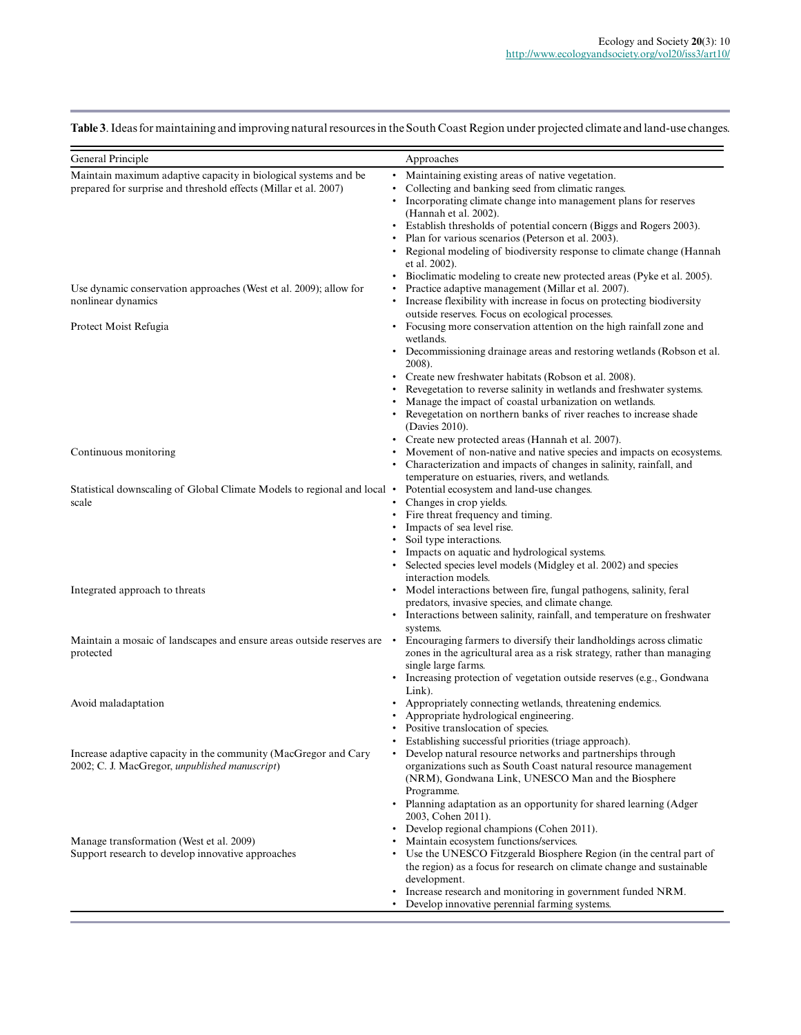**Table 3**. Ideas for maintaining and improving natural resources in the South Coast Region under projected climate and land-use changes.

| General Principle | Approaches |
|---|---|
| Maintain maximum adaptive capacity in biological systems and be prepared for surprise and threshold effects (Millar et al. 2007) | • Maintaining existing areas of native vegetation.<br>• Collecting and banking seed from climatic ranges.<br>• Incorporating climate change into management plans for reserves (Hannah et al. 2002).<br>• Establish thresholds of potential concern (Biggs and Rogers 2003).<br>• Plan for various scenarios (Peterson et al. 2003).<br>• Regional modeling of biodiversity response to climate change (Hannah et al. 2002).<br>• Bioclimatic modeling to create new protected areas (Pyke et al. 2005). |
| Use dynamic conservation approaches (West et al. 2009); allow for nonlinear dynamics | • Practice adaptive management (Millar et al. 2007).<br>• Increase flexibility with increase in focus on protecting biodiversity outside reserves. Focus on ecological processes. |
| Protect Moist Refugia | • Focusing more conservation attention on the high rainfall zone and wetlands.<br>• Decommissioning drainage areas and restoring wetlands (Robson et al. 2008).<br>• Create new freshwater habitats (Robson et al. 2008).<br>• Revegetation to reverse salinity in wetlands and freshwater systems.<br>• Manage the impact of coastal urbanization on wetlands.<br>• Revegetation on northern banks of river reaches to increase shade (Davies 2010).<br>• Create new protected areas (Hannah et al. 2007). |
| Continuous monitoring | • Movement of non-native and native species and impacts on ecosystems.<br>• Characterization and impacts of changes in salinity, rainfall, and temperature on estuaries, rivers, and wetlands. |
| Statistical downscaling of Global Climate Models to regional and local scale | • Potential ecosystem and land-use changes.<br>• Changes in crop yields.<br>• Fire threat frequency and timing.<br>• Impacts of sea level rise.<br>• Soil type interactions.<br>• Impacts on aquatic and hydrological systems.<br>• Selected species level models (Midgley et al. 2002) and species interaction models. |
| Integrated approach to threats | • Model interactions between fire, fungal pathogens, salinity, feral predators, invasive species, and climate change.<br>• Interactions between salinity, rainfall, and temperature on freshwater systems. |
| Maintain a mosaic of landscapes and ensure areas outside reserves are protected | • Encouraging farmers to diversify their landholdings across climatic zones in the agricultural area as a risk strategy, rather than managing single large farms.<br>• Increasing protection of vegetation outside reserves (e.g., Gondwana Link). |
| Avoid maladaptation | • Appropriately connecting wetlands, threatening endemics.<br>• Appropriate hydrological engineering.<br>• Positive translocation of species.<br>• Establishing successful priorities (triage approach). |
| Increase adaptive capacity in the community (MacGregor and Cary 2002; C. J. MacGregor, *unpublished manuscript*) | • Develop natural resource networks and partnerships through organizations such as South Coast natural resource management (NRM), Gondwana Link, UNESCO Man and the Biosphere Programme.<br>• Planning adaptation as an opportunity for shared learning (Adger 2003, Cohen 2011).<br>• Develop regional champions (Cohen 2011). |
| Manage transformation (West et al. 2009) | • Maintain ecosystem functions/services. |
| Support research to develop innovative approaches | • Use the UNESCO Fitzgerald Biosphere Region (in the central part of the region) as a focus for research on climate change and sustainable development.<br>• Increase research and monitoring in government funded NRM.<br>• Develop innovative perennial farming systems. |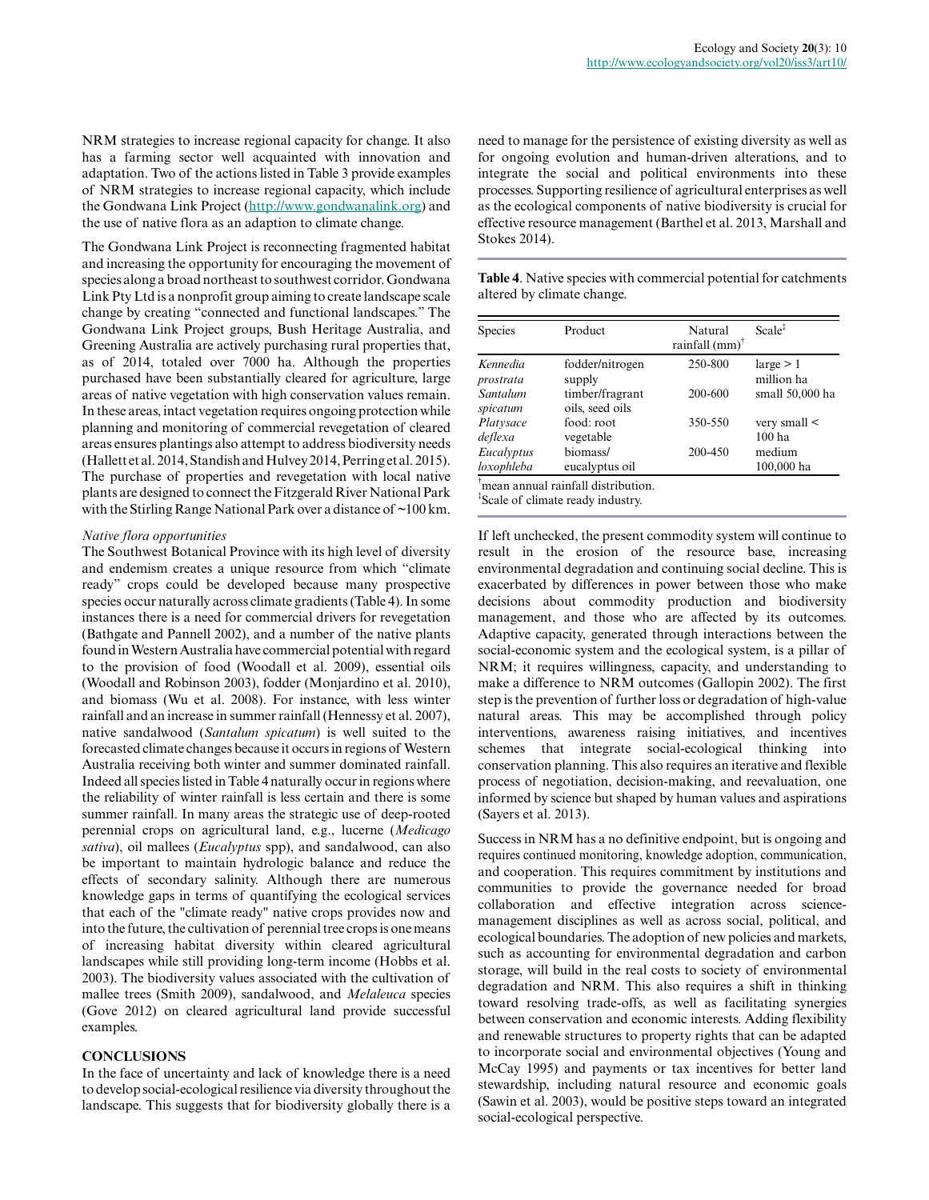NRM strategies to increase regional capacity for change. It also has a farming sector well acquainted with innovation and adaptation. Two of the actions listed in Table 3 provide examples of NRM strategies to increase regional capacity, which include the Gondwana Link Project (http://www.gondwanalink.org) and the use of native flora as an adaption to climate change.

The Gondwana Link Project is reconnecting fragmented habitat and increasing the opportunity for encouraging the movement of species along a broad northeast to southwest corridor. Gondwana Link Pty Ltd is a nonprofit group aiming to create landscape scale change by creating "connected and functional landscapes." The Gondwana Link Project groups, Bush Heritage Australia, and Greening Australia are actively purchasing rural properties that, as of 2014, totaled over 7000 ha. Although the properties purchased have been substantially cleared for agriculture, large areas of native vegetation with high conservation values remain. In these areas, intact vegetation requires ongoing protection while planning and monitoring of commercial revegetation of cleared areas ensures plantings also attempt to address biodiversity needs (Hallett et al. 2014, Standish and Hulvey 2014, Perring et al. 2015). The purchase of properties and revegetation with local native plants are designed to connect the Fitzgerald River National Park with the Stirling Range National Park over a distance of ~100 km.

*Native flora opportunities*

The Southwest Botanical Province with its high level of diversity and endemism creates a unique resource from which "climate ready" crops could be developed because many prospective species occur naturally across climate gradients (Table 4). In some instances there is a need for commercial drivers for revegetation (Bathgate and Pannell 2002), and a number of the native plants found in Western Australia have commercial potential with regard to the provision of food (Woodall et al. 2009), essential oils (Woodall and Robinson 2003), fodder (Monjardino et al. 2010), and biomass (Wu et al. 2008). For instance, with less winter rainfall and an increase in summer rainfall (Hennessy et al. 2007), native sandalwood (*Santalum spicatum*) is well suited to the forecasted climate changes because it occurs in regions of Western Australia receiving both winter and summer dominated rainfall. Indeed all species listed in Table 4 naturally occur in regions where the reliability of winter rainfall is less certain and there is some summer rainfall. In many areas the strategic use of deep-rooted perennial crops on agricultural land, e.g., lucerne (*Medicago sativa*), oil mallees (*Eucalyptus* spp), and sandalwood, can also be important to maintain hydrologic balance and reduce the effects of secondary salinity. Although there are numerous knowledge gaps in terms of quantifying the ecological services that each of the "climate ready" native crops provides now and into the future, the cultivation of perennial tree crops is one means of increasing habitat diversity within cleared agricultural landscapes while still providing long-term income (Hobbs et al. 2003). The biodiversity values associated with the cultivation of mallee trees (Smith 2009), sandalwood, and *Melaleuca* species (Gove 2012) on cleared agricultural land provide successful examples.

## CONCLUSIONS

In the face of uncertainty and lack of knowledge there is a need to develop social-ecological resilience via diversity throughout the landscape. This suggests that for biodiversity globally there is a need to manage for the persistence of existing diversity as well as for ongoing evolution and human-driven alterations, and to integrate the social and political environments into these processes. Supporting resilience of agricultural enterprises as well as the ecological components of native biodiversity is crucial for effective resource management (Barthel et al. 2013, Marshall and Stokes 2014).

**Table 4**. Native species with commercial potential for catchments altered by climate change.

| Species | Product | Natural rainfall (mm)[†] | Scale[‡] |
|---|---|---|---|
| *Kennedia prostrata* | fodder/nitrogen supply | 250-800 | large > 1 million ha |
| *Santalum spicatum* | timber/fragrant oils, seed oils | 200-600 | small 50,000 ha |
| *Platysace deflexa* | food: root vegetable | 350-550 | very small < 100 ha |
| *Eucalyptus loxophleba* | biomass/ eucalyptus oil | 200-450 | medium 100,000 ha |

[†]mean annual rainfall distribution.
[‡]Scale of climate ready industry.

If left unchecked, the present commodity system will continue to result in the erosion of the resource base, increasing environmental degradation and continuing social decline. This is exacerbated by differences in power between those who make decisions about commodity production and biodiversity management, and those who are affected by its outcomes. Adaptive capacity, generated through interactions between the social-economic system and the ecological system, is a pillar of NRM; it requires willingness, capacity, and understanding to make a difference to NRM outcomes (Gallopin 2002). The first step is the prevention of further loss or degradation of high-value natural areas. This may be accomplished through policy interventions, awareness raising initiatives, and incentives schemes that integrate social-ecological thinking into conservation planning. This also requires an iterative and flexible process of negotiation, decision-making, and reevaluation, one informed by science but shaped by human values and aspirations (Sayers et al. 2013).

Success in NRM has a no definitive endpoint, but is ongoing and requires continued monitoring, knowledge adoption, communication, and cooperation. This requires commitment by institutions and communities to provide the governance needed for broad collaboration and effective integration across science-management disciplines as well as across social, political, and ecological boundaries. The adoption of new policies and markets, such as accounting for environmental degradation and carbon storage, will build in the real costs to society of environmental degradation and NRM. This also requires a shift in thinking toward resolving trade-offs, as well as facilitating synergies between conservation and economic interests. Adding flexibility and renewable structures to property rights that can be adapted to incorporate social and environmental objectives (Young and McCay 1995) and payments or tax incentives for better land stewardship, including natural resource and economic goals (Sawin et al. 2003), would be positive steps toward an integrated social-ecological perspective.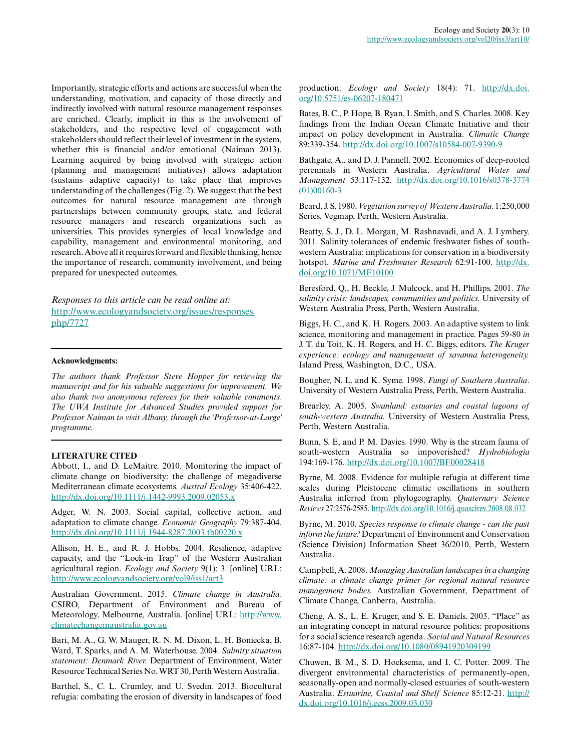Importantly, strategic efforts and actions are successful when the understanding, motivation, and capacity of those directly and indirectly involved with natural resource management responses are enriched. Clearly, implicit in this is the involvement of stakeholders, and the respective level of engagement with stakeholders should reflect their level of investment in the system, whether this is financial and/or emotional (Naiman 2013). Learning acquired by being involved with strategic action (planning and management initiatives) allows adaptation (sustains adaptive capacity) to take place that improves understanding of the challenges (Fig. 2). We suggest that the best outcomes for natural resource management are through partnerships between community groups, state, and federal resource managers and research organizations such as universities. This provides synergies of local knowledge and capability, management and environmental monitoring, and research. Above all it requires forward and flexible thinking, hence the importance of research, community involvement, and being prepared for unexpected outcomes.

*Responses to this article can be read online at:*
http://www.ecologyandsociety.org/issues/responses.php/7727

---

**Acknowledgments:**

*The authors thank Professor Steve Hopper for reviewing the manuscript and for his valuable suggestions for improvement. We also thank two anonymous referees for their valuable comments. The UWA Institute for Advanced Studies provided support for Professor Naiman to visit Albany, through the 'Professor-at-Large' programme.*

---

**LITERATURE CITED**

Abbott, I., and D. LeMaitre. 2010. Monitoring the impact of climate change on biodiversity: the challenge of megadiverse Mediterranean climate ecosystems. *Austral Ecology* 35:406-422. http://dx.doi.org/10.1111/j.1442-9993.2009.02053.x

Adger, W. N. 2003. Social capital, collective action, and adaptation to climate change. *Economic Geography* 79:387-404. http://dx.doi.org/10.1111/j.1944-8287.2003.tb00220.x

Allison, H. E., and R. J. Hobbs. 2004. Resilience, adaptive capacity, and the "Lock-in Trap" of the Western Australian agricultural region. *Ecology and Society* 9(1): 3. [online] URL: http://www.ecologyandsociety.org/vol9/iss1/art3

Australian Government. 2015. *Climate change in Australia.* CSIRO, Department of Environment and Bureau of Meteorology, Melbourne, Australia. [online] URL: http://www.climatechangeinaustralia.gov.au

Bari, M. A., G. W. Mauger, R. N. M. Dixon, L. H. Boniecka, B. Ward, T. Sparks, and A. M. Waterhouse. 2004. *Salinity situation statement: Denmark River.* Department of Environment, Water Resource Technical Series No. WRT 30, Perth Western Australia.

Barthel, S., C. L. Crumley, and U. Svedin. 2013. Biocultural refugia: combating the erosion of diversity in landscapes of food production. *Ecology and Society* 18(4): 71. http://dx.doi.org/10.5751/es-06207-180471

Bates, B. C., P. Hope, B. Ryan, I. Smith, and S. Charles. 2008. Key findings from the Indian Ocean Climate Initiative and their impact on policy development in Australia. *Climatic Change* 89:339-354. http://dx.doi.org/10.1007/s10584-007-9390-9

Bathgate, A., and D. J. Pannell. 2002. Economics of deep-rooted perennials in Western Australia. *Agricultural Water and Management* 53:117-132. http://dx.doi.org/10.1016/s0378-3774(01)00160-3

Beard, J. S. 1980. *Vegetation survey of Western Australia*. 1:250,000 Series. Vegmap, Perth, Western Australia.

Beatty, S. J., D. L. Morgan, M. Rashnavadi, and A. J. Lymbery. 2011. Salinity tolerances of endemic freshwater fishes of southwestern Australia: implications for conservation in a biodiversity hotspot. *Marine and Freshwater Research* 62:91-100. http://dx.doi.org/10.1071/MF10100

Beresford, Q., H. Beckle, J. Mulcock, and H. Phillips. 2001. *The salinity crisis: landscapes, communities and politics.* University of Western Australia Press, Perth, Western Australia.

Biggs, H. C., and K. H. Rogers. 2003. An adaptive system to link science, monitoring and management in practice. Pages 59-80 *in* J. T. du Toit, K. H. Rogers, and H. C. Biggs, editors. *The Kruger experience: ecology and management of savanna heterogeneity.* Island Press, Washington, D.C., USA.

Bougher, N. L. and K. Syme. 1998. *Fungi of Southern Australia*. University of Western Australia Press, Perth, Western Australia.

Brearley, A. 2005. *Swanland: estuaries and coastal lagoons of south-western Australia.* University of Western Australia Press, Perth, Western Australia.

Bunn, S. E, and P. M. Davies. 1990. Why is the stream fauna of south-western Australia so impoverished? *Hydrobiologia* 194:169-176. http://dx.doi.org/10.1007/BF00028418

Byrne, M. 2008. Evidence for multiple refugia at different time scales during Pleistocene climatic oscillations in southern Australia inferred from phylogeography. *Quaternary Science Reviews* 27:2576-2585. http://dx.doi.org/10.1016/j.quascirev.2008.08.032

Byrne, M. 2010. *Species response to climate change - can the past inform the future?* Department of Environment and Conservation (Science Division) Information Sheet 36/2010, Perth, Western Australia.

Campbell, A. 2008. *Managing Australian landscapes in a changing climate: a climate change primer for regional natural resource management bodies.* Australian Government, Department of Climate Change, Canberra, Australia.

Cheng, A. S., L. E. Kruger, and S. E. Daniels. 2003. "Place" as an integrating concept in natural resource politics: propositions for a social science research agenda. *Social and Natural Resources* 16:87-104. http://dx.doi.org/10.1080/08941920309199

Chuwen, B. M., S. D. Hoeksema, and I. C. Potter. 2009. The divergent environmental characteristics of permanently-open, seasonally-open and normally-closed estuaries of south-western Australia. *Estuarine, Coastal and Shelf Science* 85:12-21. http://dx.doi.org/10.1016/j.ecss.2009.03.030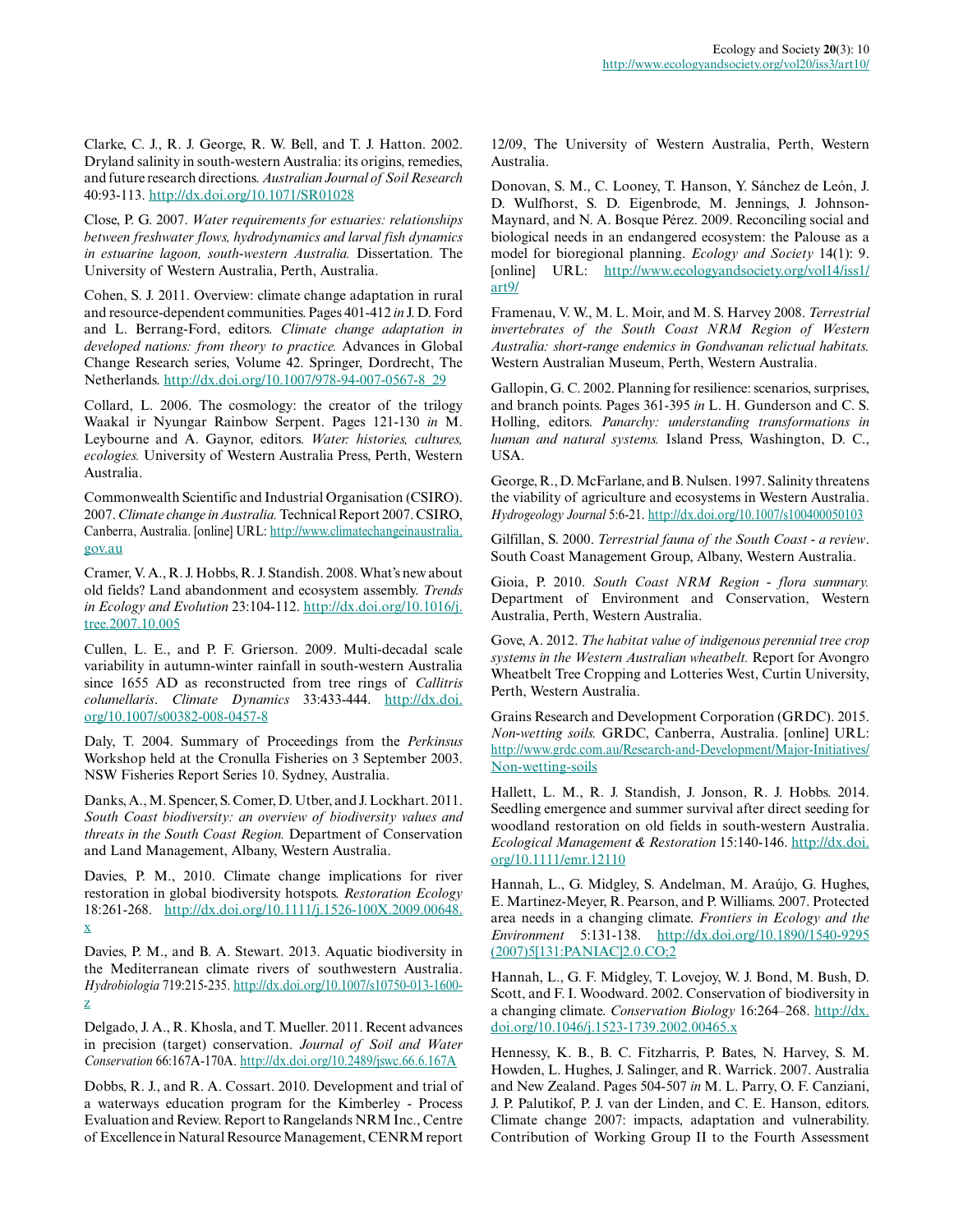Clarke, C. J., R. J. George, R. W. Bell, and T. J. Hatton. 2002. Dryland salinity in south-western Australia: its origins, remedies, and future research directions. *Australian Journal of Soil Research* 40:93-113. http://dx.doi.org/10.1071/SR01028

Close, P. G. 2007. *Water requirements for estuaries: relationships between freshwater flows, hydrodynamics and larval fish dynamics in estuarine lagoon, south-western Australia.* Dissertation. The University of Western Australia, Perth, Australia.

Cohen, S. J. 2011. Overview: climate change adaptation in rural and resource-dependent communities. Pages 401-412 *in* J. D. Ford and L. Berrang-Ford, editors. *Climate change adaptation in developed nations: from theory to practice.* Advances in Global Change Research series, Volume 42. Springer, Dordrecht, The Netherlands. http://dx.doi.org/10.1007/978-94-007-0567-8_29

Collard, L. 2006. The cosmology: the creator of the trilogy Waakal ir Nyungar Rainbow Serpent. Pages 121-130 *in* M. Leybourne and A. Gaynor, editors. *Water: histories, cultures, ecologies.* University of Western Australia Press, Perth, Western Australia.

Commonwealth Scientific and Industrial Organisation (CSIRO). 2007. *Climate change in Australia.* Technical Report 2007. CSIRO, Canberra, Australia. [online] URL: http://www.climatechangeinaustralia.gov.au

Cramer, V. A., R. J. Hobbs, R. J. Standish. 2008. What's new about old fields? Land abandonment and ecosystem assembly. *Trends in Ecology and Evolution* 23:104-112. http://dx.doi.org/10.1016/j.tree.2007.10.005

Cullen, L. E., and P. F. Grierson. 2009. Multi-decadal scale variability in autumn-winter rainfall in south-western Australia since 1655 AD as reconstructed from tree rings of *Callitris columellaris*. *Climate Dynamics* 33:433-444. http://dx.doi.org/10.1007/s00382-008-0457-8

Daly, T. 2004. Summary of Proceedings from the *Perkinsus* Workshop held at the Cronulla Fisheries on 3 September 2003. NSW Fisheries Report Series 10. Sydney, Australia.

Danks, A., M. Spencer, S. Comer, D. Utber, and J. Lockhart. 2011. *South Coast biodiversity: an overview of biodiversity values and threats in the South Coast Region.* Department of Conservation and Land Management, Albany, Western Australia.

Davies, P. M., 2010. Climate change implications for river restoration in global biodiversity hotspots. *Restoration Ecology* 18:261-268. http://dx.doi.org/10.1111/j.1526-100X.2009.00648.x

Davies, P. M., and B. A. Stewart. 2013. Aquatic biodiversity in the Mediterranean climate rivers of southwestern Australia. *Hydrobiologia* 719:215-235. http://dx.doi.org/10.1007/s10750-013-1600-z

Delgado, J. A., R. Khosla, and T. Mueller. 2011. Recent advances in precision (target) conservation. *Journal of Soil and Water Conservation* 66:167A-170A. http://dx.doi.org/10.2489/jswc.66.6.167A

Dobbs, R. J., and R. A. Cossart. 2010. Development and trial of a waterways education program for the Kimberley - Process Evaluation and Review. Report to Rangelands NRM Inc., Centre of Excellence in Natural Resource Management, CENRM report 12/09, The University of Western Australia, Perth, Western Australia.

Donovan, S. M., C. Looney, T. Hanson, Y. Sánchez de León, J. D. Wulfhorst, S. D. Eigenbrode, M. Jennings, J. Johnson-Maynard, and N. A. Bosque Pérez. 2009. Reconciling social and biological needs in an endangered ecosystem: the Palouse as a model for bioregional planning. *Ecology and Society* 14(1): 9. [online] URL: http://www.ecologyandsociety.org/vol14/iss1/art9/

Framenau, V. W., M. L. Moir, and M. S. Harvey 2008. *Terrestrial invertebrates of the South Coast NRM Region of Western Australia: short-range endemics in Gondwanan relictual habitats.* Western Australian Museum, Perth, Western Australia.

Gallopin, G. C. 2002. Planning for resilience: scenarios, surprises, and branch points. Pages 361-395 *in* L. H. Gunderson and C. S. Holling, editors. *Panarchy: understanding transformations in human and natural systems.* Island Press, Washington, D. C., USA.

George, R., D. McFarlane, and B. Nulsen. 1997. Salinity threatens the viability of agriculture and ecosystems in Western Australia. *Hydrogeology Journal* 5:6-21. http://dx.doi.org/10.1007/s100400050103

Gilfillan, S. 2000. *Terrestrial fauna of the South Coast - a review*. South Coast Management Group, Albany, Western Australia.

Gioia, P. 2010. *South Coast NRM Region - flora summary.* Department of Environment and Conservation, Western Australia, Perth, Western Australia.

Gove, A. 2012. *The habitat value of indigenous perennial tree crop systems in the Western Australian wheatbelt.* Report for Avongro Wheatbelt Tree Cropping and Lotteries West, Curtin University, Perth, Western Australia.

Grains Research and Development Corporation (GRDC). 2015. *Non-wetting soils.* GRDC, Canberra, Australia. [online] URL: http://www.grdc.com.au/Research-and-Development/Major-Initiatives/Non-wetting-soils

Hallett, L. M., R. J. Standish, J. Jonson, R. J. Hobbs. 2014. Seedling emergence and summer survival after direct seeding for woodland restoration on old fields in south-western Australia. *Ecological Management & Restoration* 15:140-146. http://dx.doi.org/10.1111/emr.12110

Hannah, L., G. Midgley, S. Andelman, M. Araújo, G. Hughes, E. Martinez-Meyer, R. Pearson, and P. Williams. 2007. Protected area needs in a changing climate. *Frontiers in Ecology and the Environment* 5:131-138. http://dx.doi.org/10.1890/1540-9295(2007)5[131:PANIAC]2.0.CO;2

Hannah, L., G. F. Midgley, T. Lovejoy, W. J. Bond, M. Bush, D. Scott, and F. I. Woodward. 2002. Conservation of biodiversity in a changing climate. *Conservation Biology* 16:264–268. http://dx.doi.org/10.1046/j.1523-1739.2002.00465.x

Hennessy, K. B., B. C. Fitzharris, P. Bates, N. Harvey, S. M. Howden, L. Hughes, J. Salinger, and R. Warrick. 2007. Australia and New Zealand. Pages 504-507 *in* M. L. Parry, O. F. Canziani, J. P. Palutikof, P. J. van der Linden, and C. E. Hanson, editors. Climate change 2007: impacts, adaptation and vulnerability. Contribution of Working Group II to the Fourth Assessment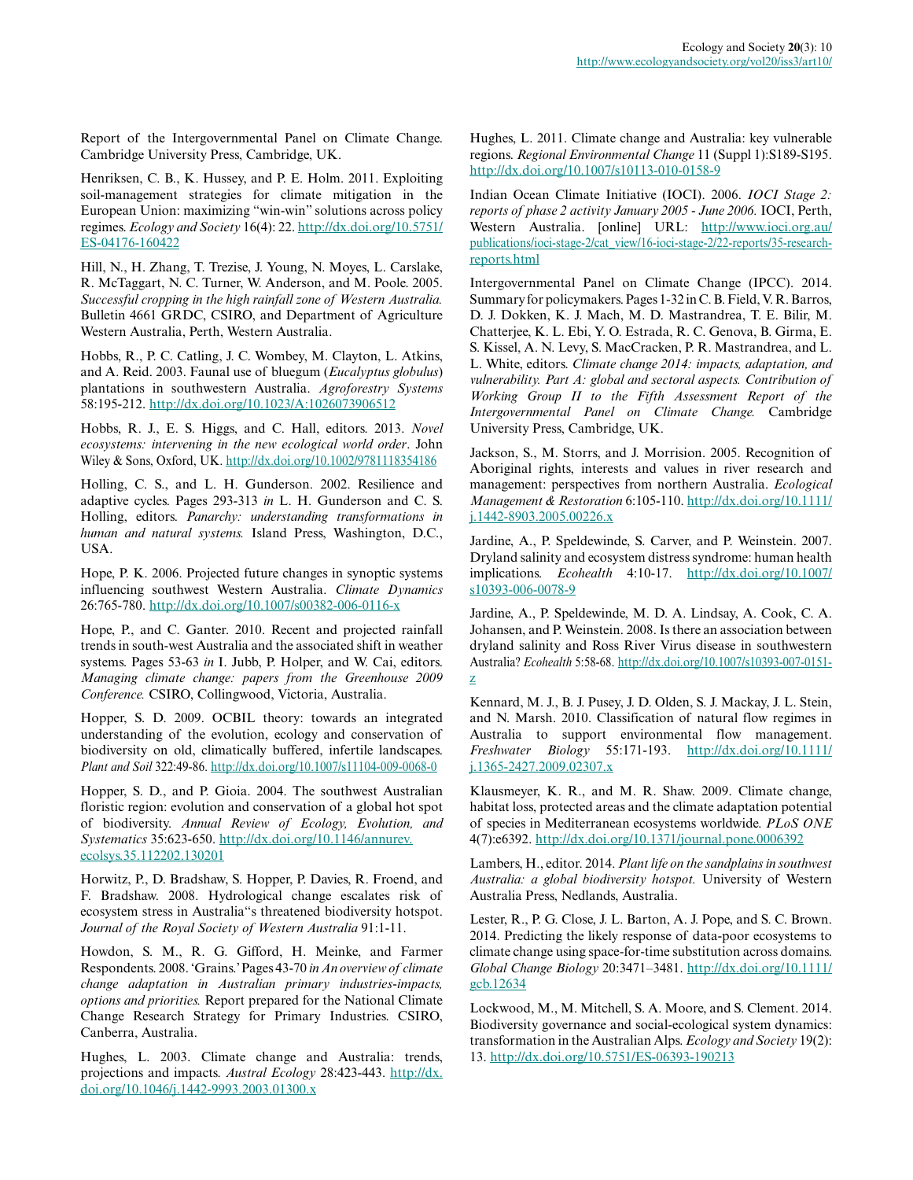Report of the Intergovernmental Panel on Climate Change. Cambridge University Press, Cambridge, UK.

Henriksen, C. B., K. Hussey, and P. E. Holm. 2011. Exploiting soil-management strategies for climate mitigation in the European Union: maximizing "win-win" solutions across policy regimes. *Ecology and Society* 16(4): 22. http://dx.doi.org/10.5751/ES-04176-160422

Hill, N., H. Zhang, T. Trezise, J. Young, N. Moyes, L. Carslake, R. McTaggart, N. C. Turner, W. Anderson, and M. Poole. 2005. *Successful cropping in the high rainfall zone of Western Australia.* Bulletin 4661 GRDC, CSIRO, and Department of Agriculture Western Australia, Perth, Western Australia.

Hobbs, R., P. C. Catling, J. C. Wombey, M. Clayton, L. Atkins, and A. Reid. 2003. Faunal use of bluegum (*Eucalyptus globulus*) plantations in southwestern Australia. *Agroforestry Systems* 58:195-212. http://dx.doi.org/10.1023/A:1026073906512

Hobbs, R. J., E. S. Higgs, and C. Hall, editors. 2013. *Novel ecosystems: intervening in the new ecological world order*. John Wiley & Sons, Oxford, UK. http://dx.doi.org/10.1002/9781118354186

Holling, C. S., and L. H. Gunderson. 2002. Resilience and adaptive cycles. Pages 293-313 *in* L. H. Gunderson and C. S. Holling, editors. *Panarchy: understanding transformations in human and natural systems.* Island Press, Washington, D.C., USA.

Hope, P. K. 2006. Projected future changes in synoptic systems influencing southwest Western Australia. *Climate Dynamics* 26:765-780. http://dx.doi.org/10.1007/s00382-006-0116-x

Hope, P., and C. Ganter. 2010. Recent and projected rainfall trends in south-west Australia and the associated shift in weather systems. Pages 53-63 *in* I. Jubb, P. Holper, and W. Cai, editors. *Managing climate change: papers from the Greenhouse 2009 Conference.* CSIRO, Collingwood, Victoria, Australia.

Hopper, S. D. 2009. OCBIL theory: towards an integrated understanding of the evolution, ecology and conservation of biodiversity on old, climatically buffered, infertile landscapes. *Plant and Soil* 322:49-86. http://dx.doi.org/10.1007/s11104-009-0068-0

Hopper, S. D., and P. Gioia. 2004. The southwest Australian floristic region: evolution and conservation of a global hot spot of biodiversity. *Annual Review of Ecology, Evolution, and Systematics* 35:623-650. http://dx.doi.org/10.1146/annurev.ecolsys.35.112202.130201

Horwitz, P., D. Bradshaw, S. Hopper, P. Davies, R. Froend, and F. Bradshaw. 2008. Hydrological change escalates risk of ecosystem stress in Australia"s threatened biodiversity hotspot. *Journal of the Royal Society of Western Australia* 91:1-11.

Howdon, S. M., R. G. Gifford, H. Meinke, and Farmer Respondents. 2008. 'Grains.' Pages 43-70 *in An overview of climate change adaptation in Australian primary industries-impacts, options and priorities.* Report prepared for the National Climate Change Research Strategy for Primary Industries. CSIRO, Canberra, Australia.

Hughes, L. 2003. Climate change and Australia: trends, projections and impacts. *Austral Ecology* 28:423-443. http://dx.doi.org/10.1046/j.1442-9993.2003.01300.x

Hughes, L. 2011. Climate change and Australia: key vulnerable regions. *Regional Environmental Change* 11 (Suppl 1):S189-S195. http://dx.doi.org/10.1007/s10113-010-0158-9

Indian Ocean Climate Initiative (IOCI). 2006. *IOCI Stage 2: reports of phase 2 activity January 2005 - June 2006.* IOCI, Perth, Western Australia. [online] URL: http://www.ioci.org.au/publications/ioci-stage-2/cat_view/16-ioci-stage-2/22-reports/35-research-reports.html

Intergovernmental Panel on Climate Change (IPCC). 2014. Summary for policymakers. Pages 1-32 in C. B. Field, V. R. Barros, D. J. Dokken, K. J. Mach, M. D. Mastrandrea, T. E. Bilir, M. Chatterjee, K. L. Ebi, Y. O. Estrada, R. C. Genova, B. Girma, E. S. Kissel, A. N. Levy, S. MacCracken, P. R. Mastrandrea, and L. L. White, editors. *Climate change 2014: impacts, adaptation, and vulnerability. Part A: global and sectoral aspects. Contribution of Working Group II to the Fifth Assessment Report of the Intergovernmental Panel on Climate Change.* Cambridge University Press, Cambridge, UK.

Jackson, S., M. Storrs, and J. Morrision. 2005. Recognition of Aboriginal rights, interests and values in river research and management: perspectives from northern Australia. *Ecological Management & Restoration* 6:105-110. http://dx.doi.org/10.1111/j.1442-8903.2005.00226.x

Jardine, A., P. Speldewinde, S. Carver, and P. Weinstein. 2007. Dryland salinity and ecosystem distress syndrome: human health implications. *Ecohealth* 4:10-17. http://dx.doi.org/10.1007/s10393-006-0078-9

Jardine, A., P. Speldewinde, M. D. A. Lindsay, A. Cook, C. A. Johansen, and P. Weinstein. 2008. Is there an association between dryland salinity and Ross River Virus disease in southwestern Australia? *Ecohealth* 5:58-68. http://dx.doi.org/10.1007/s10393-007-0151-z

Kennard, M. J., B. J. Pusey, J. D. Olden, S. J. Mackay, J. L. Stein, and N. Marsh. 2010. Classification of natural flow regimes in Australia to support environmental flow management. *Freshwater Biology* 55:171-193. http://dx.doi.org/10.1111/j.1365-2427.2009.02307.x

Klausmeyer, K. R., and M. R. Shaw. 2009. Climate change, habitat loss, protected areas and the climate adaptation potential of species in Mediterranean ecosystems worldwide. *PLoS ONE* 4(7):e6392. http://dx.doi.org/10.1371/journal.pone.0006392

Lambers, H., editor. 2014. *Plant life on the sandplains in southwest Australia: a global biodiversity hotspot.* University of Western Australia Press, Nedlands, Australia.

Lester, R., P. G. Close, J. L. Barton, A. J. Pope, and S. C. Brown. 2014. Predicting the likely response of data-poor ecosystems to climate change using space-for-time substitution across domains. *Global Change Biology* 20:3471–3481. http://dx.doi.org/10.1111/gcb.12634

Lockwood, M., M. Mitchell, S. A. Moore, and S. Clement. 2014. Biodiversity governance and social-ecological system dynamics: transformation in the Australian Alps. *Ecology and Society* 19(2): 13. http://dx.doi.org/10.5751/ES-06393-190213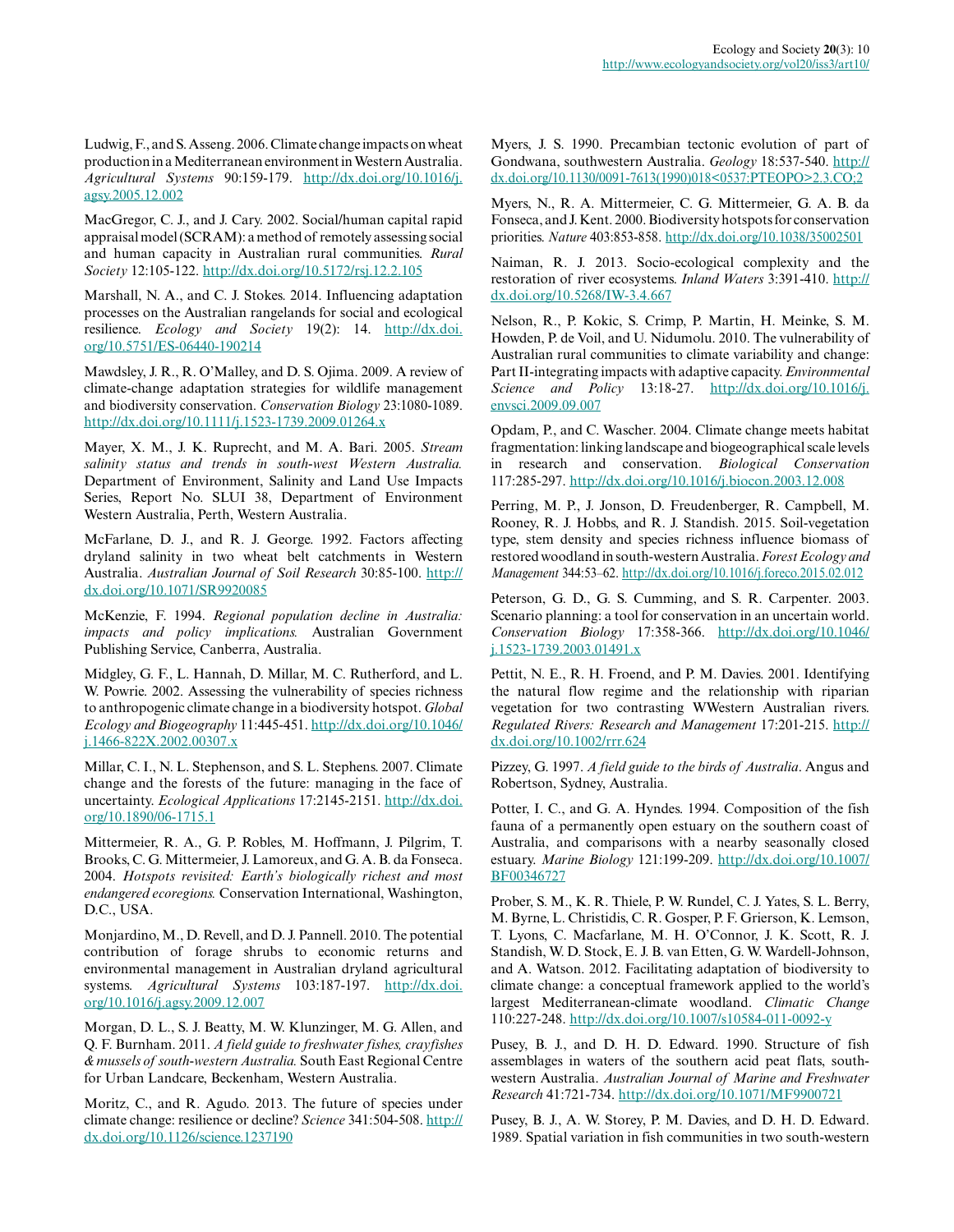Ludwig, F., and S. Asseng. 2006. Climate change impacts on wheat production in a Mediterranean environment in Western Australia. *Agricultural Systems* 90:159-179. http://dx.doi.org/10.1016/j.agsy.2005.12.002

MacGregor, C. J., and J. Cary. 2002. Social/human capital rapid appraisal model (SCRAM): a method of remotely assessing social and human capacity in Australian rural communities. *Rural Society* 12:105-122. http://dx.doi.org/10.5172/rsj.12.2.105

Marshall, N. A., and C. J. Stokes. 2014. Influencing adaptation processes on the Australian rangelands for social and ecological resilience. *Ecology and Society* 19(2): 14. http://dx.doi.org/10.5751/ES-06440-190214

Mawdsley, J. R., R. O'Malley, and D. S. Ojima. 2009. A review of climate-change adaptation strategies for wildlife management and biodiversity conservation. *Conservation Biology* 23:1080-1089. http://dx.doi.org/10.1111/j.1523-1739.2009.01264.x

Mayer, X. M., J. K. Ruprecht, and M. A. Bari. 2005. *Stream salinity status and trends in south-west Western Australia.* Department of Environment, Salinity and Land Use Impacts Series, Report No. SLUI 38, Department of Environment Western Australia, Perth, Western Australia.

McFarlane, D. J., and R. J. George. 1992. Factors affecting dryland salinity in two wheat belt catchments in Western Australia. *Australian Journal of Soil Research* 30:85-100. http://dx.doi.org/10.1071/SR9920085

McKenzie, F. 1994. *Regional population decline in Australia: impacts and policy implications.* Australian Government Publishing Service, Canberra, Australia.

Midgley, G. F., L. Hannah, D. Millar, M. C. Rutherford, and L. W. Powrie. 2002. Assessing the vulnerability of species richness to anthropogenic climate change in a biodiversity hotspot. *Global Ecology and Biogeography* 11:445-451. http://dx.doi.org/10.1046/j.1466-822X.2002.00307.x

Millar, C. I., N. L. Stephenson, and S. L. Stephens. 2007. Climate change and the forests of the future: managing in the face of uncertainty. *Ecological Applications* 17:2145-2151. http://dx.doi.org/10.1890/06-1715.1

Mittermeier, R. A., G. P. Robles, M. Hoffmann, J. Pilgrim, T. Brooks, C. G. Mittermeier, J. Lamoreux, and G. A. B. da Fonseca. 2004. *Hotspots revisited: Earth's biologically richest and most endangered ecoregions.* Conservation International, Washington, D.C., USA.

Monjardino, M., D. Revell, and D. J. Pannell. 2010. The potential contribution of forage shrubs to economic returns and environmental management in Australian dryland agricultural systems. *Agricultural Systems* 103:187-197. http://dx.doi.org/10.1016/j.agsy.2009.12.007

Morgan, D. L., S. J. Beatty, M. W. Klunzinger, M. G. Allen, and Q. F. Burnham. 2011. *A field guide to freshwater fishes, crayfishes & mussels of south-western Australia.* South East Regional Centre for Urban Landcare, Beckenham, Western Australia.

Moritz, C., and R. Agudo. 2013. The future of species under climate change: resilience or decline? *Science* 341:504-508. http://dx.doi.org/10.1126/science.1237190

Myers, J. S. 1990. Precambian tectonic evolution of part of Gondwana, southwestern Australia. *Geology* 18:537-540. http://dx.doi.org/10.1130/0091-7613(1990)018<0537:PTEOPO>2.3.CO;2

Myers, N., R. A. Mittermeier, C. G. Mittermeier, G. A. B. da Fonseca, and J. Kent. 2000. Biodiversity hotspots for conservation priorities. *Nature* 403:853-858. http://dx.doi.org/10.1038/35002501

Naiman, R. J. 2013. Socio-ecological complexity and the restoration of river ecosystems. *Inland Waters* 3:391-410. http://dx.doi.org/10.5268/IW-3.4.667

Nelson, R., P. Kokic, S. Crimp, P. Martin, H. Meinke, S. M. Howden, P. de Voil, and U. Nidumolu. 2010. The vulnerability of Australian rural communities to climate variability and change: Part II-integrating impacts with adaptive capacity. *Environmental Science and Policy* 13:18-27. http://dx.doi.org/10.1016/j.envsci.2009.09.007

Opdam, P., and C. Wascher. 2004. Climate change meets habitat fragmentation: linking landscape and biogeographical scale levels in research and conservation. *Biological Conservation* 117:285-297. http://dx.doi.org/10.1016/j.biocon.2003.12.008

Perring, M. P., J. Jonson, D. Freudenberger, R. Campbell, M. Rooney, R. J. Hobbs, and R. J. Standish. 2015. Soil-vegetation type, stem density and species richness influence biomass of restored woodland in south-western Australia. *Forest Ecology and Management* 344:53–62. http://dx.doi.org/10.1016/j.foreco.2015.02.012

Peterson, G. D., G. S. Cumming, and S. R. Carpenter. 2003. Scenario planning: a tool for conservation in an uncertain world. *Conservation Biology* 17:358-366. http://dx.doi.org/10.1046/j.1523-1739.2003.01491.x

Pettit, N. E., R. H. Froend, and P. M. Davies. 2001. Identifying the natural flow regime and the relationship with riparian vegetation for two contrasting WWestern Australian rivers. *Regulated Rivers: Research and Management* 17:201-215. http://dx.doi.org/10.1002/rrr.624

Pizzey, G. 1997. *A field guide to the birds of Australia*. Angus and Robertson, Sydney, Australia.

Potter, I. C., and G. A. Hyndes. 1994. Composition of the fish fauna of a permanently open estuary on the southern coast of Australia, and comparisons with a nearby seasonally closed estuary. *Marine Biology* 121:199-209. http://dx.doi.org/10.1007/BF00346727

Prober, S. M., K. R. Thiele, P. W. Rundel, C. J. Yates, S. L. Berry, M. Byrne, L. Christidis, C. R. Gosper, P. F. Grierson, K. Lemson, T. Lyons, C. Macfarlane, M. H. O'Connor, J. K. Scott, R. J. Standish, W. D. Stock, E. J. B. van Etten, G. W. Wardell-Johnson, and A. Watson. 2012. Facilitating adaptation of biodiversity to climate change: a conceptual framework applied to the world's largest Mediterranean-climate woodland. *Climatic Change* 110:227-248. http://dx.doi.org/10.1007/s10584-011-0092-y

Pusey, B. J., and D. H. D. Edward. 1990. Structure of fish assemblages in waters of the southern acid peat flats, south-western Australia. *Australian Journal of Marine and Freshwater Research* 41:721-734. http://dx.doi.org/10.1071/MF9900721

Pusey, B. J., A. W. Storey, P. M. Davies, and D. H. D. Edward. 1989. Spatial variation in fish communities in two south-western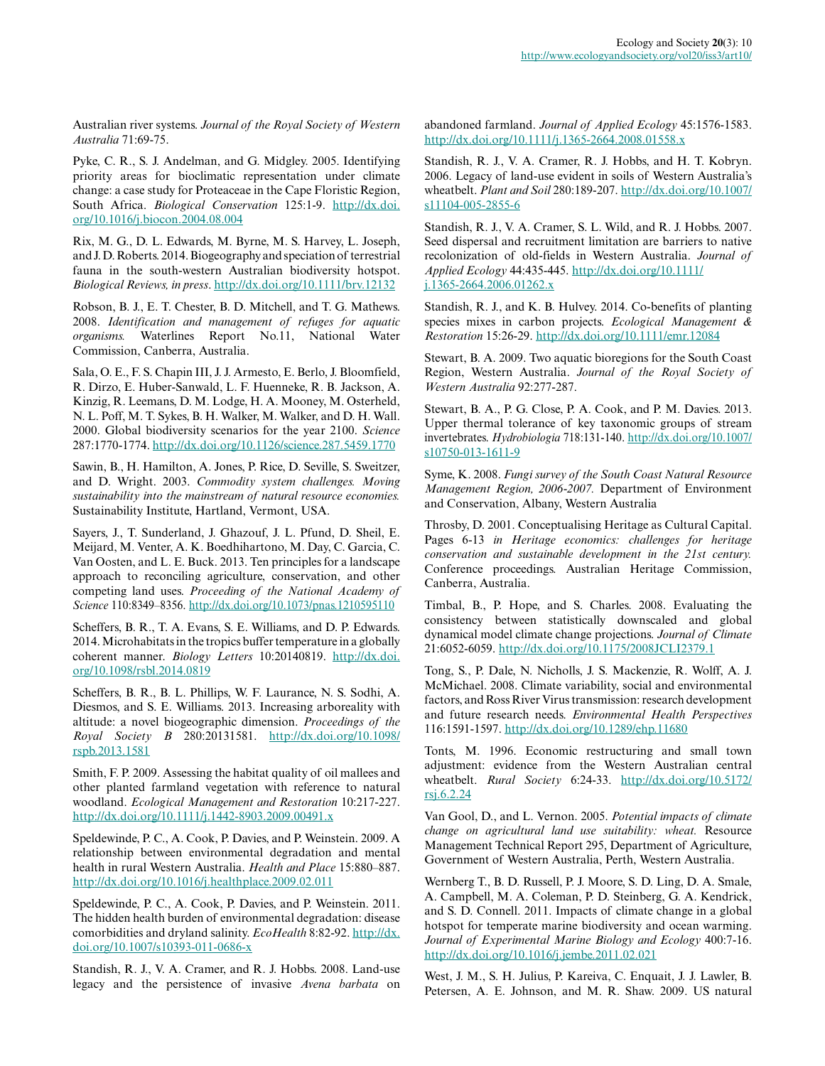Australian river systems. *Journal of the Royal Society of Western Australia* 71:69-75.

Pyke, C. R., S. J. Andelman, and G. Midgley. 2005. Identifying priority areas for bioclimatic representation under climate change: a case study for Proteaceae in the Cape Floristic Region, South Africa. *Biological Conservation* 125:1-9. http://dx.doi.org/10.1016/j.biocon.2004.08.004

Rix, M. G., D. L. Edwards, M. Byrne, M. S. Harvey, L. Joseph, and J. D. Roberts. 2014. Biogeography and speciation of terrestrial fauna in the south-western Australian biodiversity hotspot. *Biological Reviews, in press*. http://dx.doi.org/10.1111/brv.12132

Robson, B. J., E. T. Chester, B. D. Mitchell, and T. G. Mathews. 2008. *Identification and management of refuges for aquatic organisms.* Waterlines Report No.11, National Water Commission, Canberra, Australia.

Sala, O. E., F. S. Chapin III, J. J. Armesto, E. Berlo, J. Bloomfield, R. Dirzo, E. Huber-Sanwald, L. F. Huenneke, R. B. Jackson, A. Kinzig, R. Leemans, D. M. Lodge, H. A. Mooney, M. Osterheld, N. L. Poff, M. T. Sykes, B. H. Walker, M. Walker, and D. H. Wall. 2000. Global biodiversity scenarios for the year 2100. *Science* 287:1770-1774. http://dx.doi.org/10.1126/science.287.5459.1770

Sawin, B., H. Hamilton, A. Jones, P. Rice, D. Seville, S. Sweitzer, and D. Wright. 2003. *Commodity system challenges. Moving sustainability into the mainstream of natural resource economies.* Sustainability Institute, Hartland, Vermont, USA.

Sayers, J., T. Sunderland, J. Ghazouf, J. L. Pfund, D. Sheil, E. Meijard, M. Venter, A. K. Boedhihartono, M. Day, C. Garcia, C. Van Oosten, and L. E. Buck. 2013. Ten principles for a landscape approach to reconciling agriculture, conservation, and other competing land uses. *Proceeding of the National Academy of Science* 110:8349–8356. http://dx.doi.org/10.1073/pnas.1210595110

Scheffers, B. R., T. A. Evans, S. E. Williams, and D. P. Edwards. 2014. Microhabitats in the tropics buffer temperature in a globally coherent manner. *Biology Letters* 10:20140819. http://dx.doi.org/10.1098/rsbl.2014.0819

Scheffers, B. R., B. L. Phillips, W. F. Laurance, N. S. Sodhi, A. Diesmos, and S. E. Williams. 2013. Increasing arboreality with altitude: a novel biogeographic dimension. *Proceedings of the Royal Society B* 280:20131581. http://dx.doi.org/10.1098/rspb.2013.1581

Smith, F. P. 2009. Assessing the habitat quality of oil mallees and other planted farmland vegetation with reference to natural woodland. *Ecological Management and Restoration* 10:217-227. http://dx.doi.org/10.1111/j.1442-8903.2009.00491.x

Speldewinde, P. C., A. Cook, P. Davies, and P. Weinstein. 2009. A relationship between environmental degradation and mental health in rural Western Australia. *Health and Place* 15:880–887. http://dx.doi.org/10.1016/j.healthplace.2009.02.011

Speldewinde, P. C., A. Cook, P. Davies, and P. Weinstein. 2011. The hidden health burden of environmental degradation: disease comorbidities and dryland salinity. *EcoHealth* 8:82-92. http://dx.doi.org/10.1007/s10393-011-0686-x

Standish, R. J., V. A. Cramer, and R. J. Hobbs. 2008. Land-use legacy and the persistence of invasive *Avena barbata* on abandoned farmland. *Journal of Applied Ecology* 45:1576-1583. http://dx.doi.org/10.1111/j.1365-2664.2008.01558.x

Standish, R. J., V. A. Cramer, R. J. Hobbs, and H. T. Kobryn. 2006. Legacy of land-use evident in soils of Western Australia's wheatbelt. *Plant and Soil* 280:189-207. http://dx.doi.org/10.1007/s11104-005-2855-6

Standish, R. J., V. A. Cramer, S. L. Wild, and R. J. Hobbs. 2007. Seed dispersal and recruitment limitation are barriers to native recolonization of old-fields in Western Australia. *Journal of Applied Ecology* 44:435-445. http://dx.doi.org/10.1111/j.1365-2664.2006.01262.x

Standish, R. J., and K. B. Hulvey. 2014. Co-benefits of planting species mixes in carbon projects. *Ecological Management & Restoration* 15:26-29. http://dx.doi.org/10.1111/emr.12084

Stewart, B. A. 2009. Two aquatic bioregions for the South Coast Region, Western Australia. *Journal of the Royal Society of Western Australia* 92:277-287.

Stewart, B. A., P. G. Close, P. A. Cook, and P. M. Davies. 2013. Upper thermal tolerance of key taxonomic groups of stream invertebrates. *Hydrobiologia* 718:131-140. http://dx.doi.org/10.1007/s10750-013-1611-9

Syme, K. 2008. *Fungi survey of the South Coast Natural Resource Management Region, 2006-2007.* Department of Environment and Conservation, Albany, Western Australia

Throsby, D. 2001. Conceptualising Heritage as Cultural Capital. Pages 6-13 *in Heritage economics: challenges for heritage conservation and sustainable development in the 21st century.* Conference proceedings. Australian Heritage Commission, Canberra, Australia.

Timbal, B., P. Hope, and S. Charles. 2008. Evaluating the consistency between statistically downscaled and global dynamical model climate change projections. *Journal of Climate* 21:6052-6059. http://dx.doi.org/10.1175/2008JCLI2379.1

Tong, S., P. Dale, N. Nicholls, J. S. Mackenzie, R. Wolff, A. J. McMichael. 2008. Climate variability, social and environmental factors, and Ross River Virus transmission: research development and future research needs. *Environmental Health Perspectives* 116:1591-1597. http://dx.doi.org/10.1289/ehp.11680

Tonts, M. 1996. Economic restructuring and small town adjustment: evidence from the Western Australian central wheatbelt. *Rural Society* 6:24-33. http://dx.doi.org/10.5172/rsj.6.2.24

Van Gool, D., and L. Vernon. 2005. *Potential impacts of climate change on agricultural land use suitability: wheat.* Resource Management Technical Report 295, Department of Agriculture, Government of Western Australia, Perth, Western Australia.

Wernberg T., B. D. Russell, P. J. Moore, S. D. Ling, D. A. Smale, A. Campbell, M. A. Coleman, P. D. Steinberg, G. A. Kendrick, and S. D. Connell. 2011. Impacts of climate change in a global hotspot for temperate marine biodiversity and ocean warming. *Journal of Experimental Marine Biology and Ecology* 400:7-16. http://dx.doi.org/10.1016/j.jembe.2011.02.021

West, J. M., S. H. Julius, P. Kareiva, C. Enquait, J. J. Lawler, B. Petersen, A. E. Johnson, and M. R. Shaw. 2009. US natural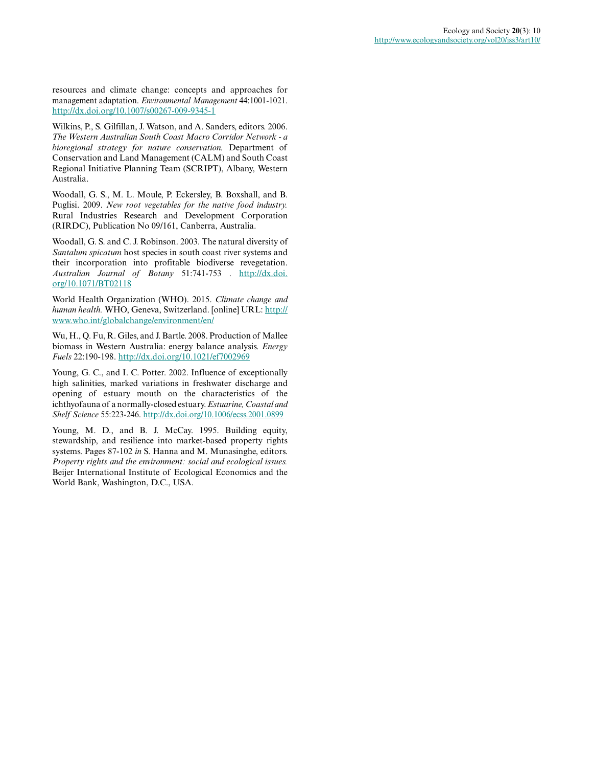resources and climate change: concepts and approaches for management adaptation. *Environmental Management* 44:1001-1021. http://dx.doi.org/10.1007/s00267-009-9345-1

Wilkins, P., S. Gilfillan, J. Watson, and A. Sanders, editors. 2006. *The Western Australian South Coast Macro Corridor Network - a bioregional strategy for nature conservation.* Department of Conservation and Land Management (CALM) and South Coast Regional Initiative Planning Team (SCRIPT), Albany, Western Australia.

Woodall, G. S., M. L. Moule, P. Eckersley, B. Boxshall, and B. Puglisi. 2009. *New root vegetables for the native food industry.* Rural Industries Research and Development Corporation (RIRDC), Publication No 09/161, Canberra, Australia.

Woodall, G. S. and C. J. Robinson. 2003. The natural diversity of *Santalum spicatum* host species in south coast river systems and their incorporation into profitable biodiverse revegetation. *Australian Journal of Botany* 51:741-753 . http://dx.doi.org/10.1071/BT02118

World Health Organization (WHO). 2015. *Climate change and human health.* WHO, Geneva, Switzerland. [online] URL: http://www.who.int/globalchange/environment/en/

Wu, H., Q. Fu, R. Giles, and J. Bartle. 2008. Production of Mallee biomass in Western Australia: energy balance analysis. *Energy Fuels* 22:190-198. http://dx.doi.org/10.1021/ef7002969

Young, G. C., and I. C. Potter. 2002. Influence of exceptionally high salinities, marked variations in freshwater discharge and opening of estuary mouth on the characteristics of the ichthyofauna of a normally-closed estuary. *Estuarine, Coastal and Shelf Science* 55:223-246. http://dx.doi.org/10.1006/ecss.2001.0899

Young, M. D., and B. J. McCay. 1995. Building equity, stewardship, and resilience into market-based property rights systems. Pages 87-102 *in* S. Hanna and M. Munasinghe, editors. *Property rights and the environment: social and ecological issues.* Beijer International Institute of Ecological Economics and the World Bank, Washington, D.C., USA.